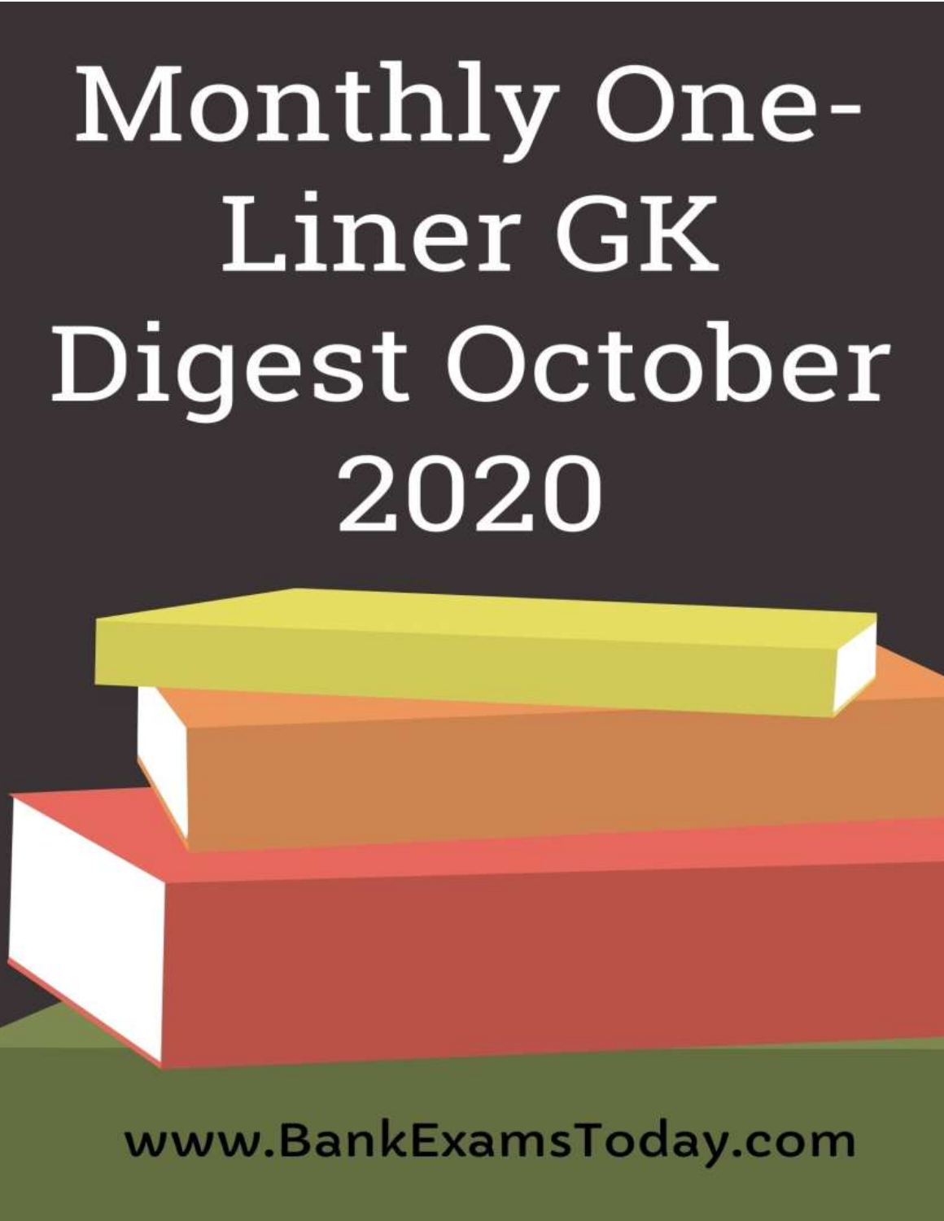# Monthly One-Liner GK Digest October 2020

www.BankExamsToday.com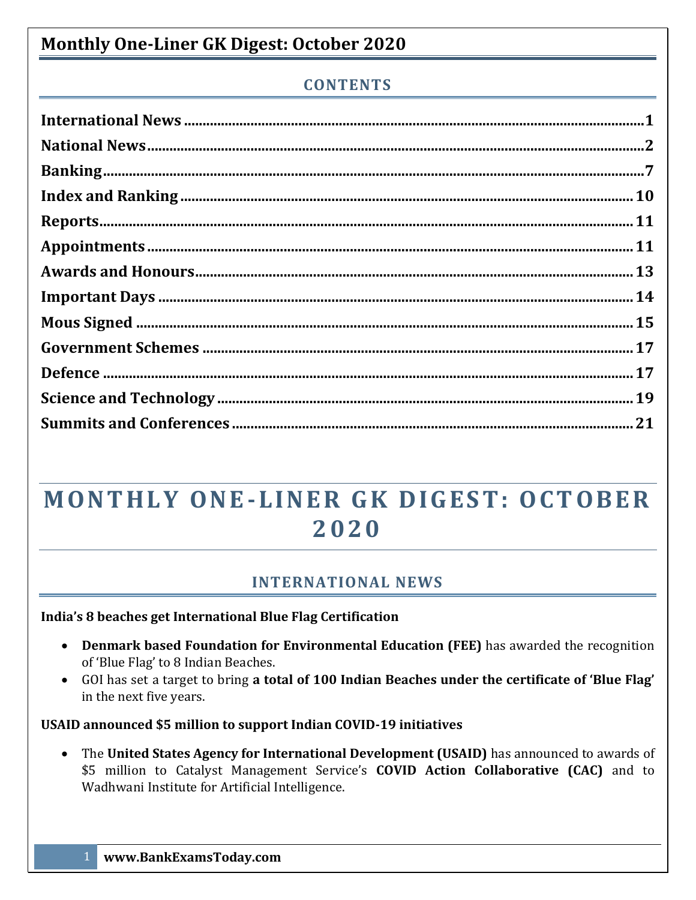## Monthly One-Liner GK Digest: October 2020

### CONTENTS

**International News** ......... **1**
**National News** ......... **2**
**Banking** ......... **7**
**Index and Ranking** ......... **10**
**Reports** ......... **11**
**Appointments** ......... **11**
**Awards and Honours** ......... **13**
**Important Days** ......... **14**
**Mous Signed** ......... **15**
**Government Schemes** ......... **17**
**Defence** ......... **17**
**Science and Technology** ......... **19**
**Summits and Conferences** ......... **21**

# MONTHLY ONE-LINER GK DIGEST: OCTOBER 2020

## INTERNATIONAL NEWS

**India's 8 beaches get International Blue Flag Certification**

- **Denmark based Foundation for Environmental Education (FEE)** has awarded the recognition of 'Blue Flag' to 8 Indian Beaches.
- GOI has set a target to bring **a total of 100 Indian Beaches under the certificate of 'Blue Flag'** in the next five years.

**USAID announced $5 million to support Indian COVID-19 initiatives**

- The **United States Agency for International Development (USAID)** has announced to awards of $5 million to Catalyst Management Service's **COVID Action Collaborative (CAC)** and to Wadhwani Institute for Artificial Intelligence.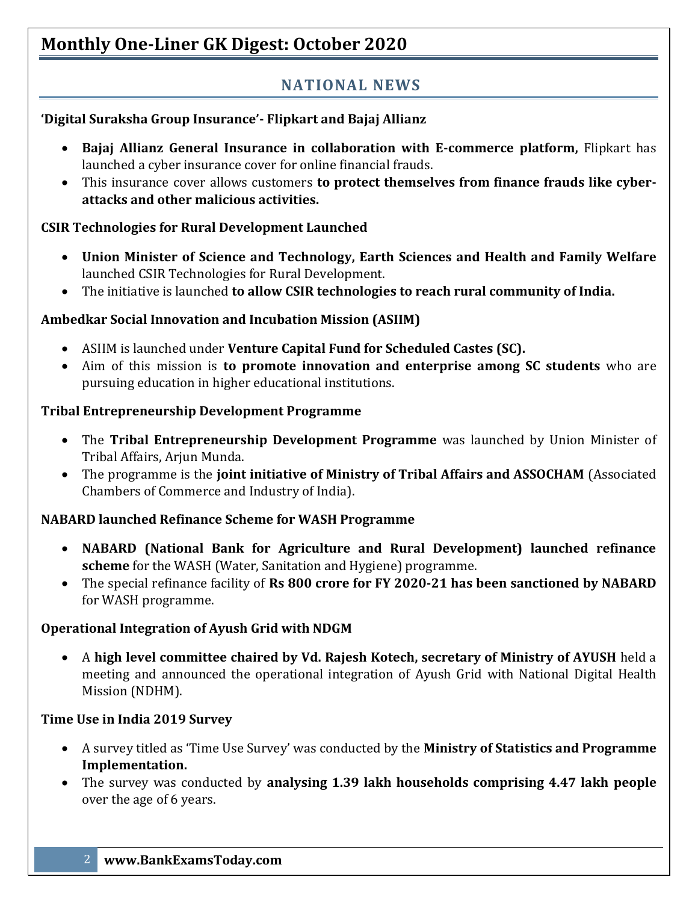# Monthly One-Liner GK Digest: October 2020

## NATIONAL NEWS

### 'Digital Suraksha Group Insurance'- Flipkart and Bajaj Allianz

- **Bajaj Allianz General Insurance in collaboration with E-commerce platform,** Flipkart has launched a cyber insurance cover for online financial frauds.
- This insurance cover allows customers **to protect themselves from finance frauds like cyber-attacks and other malicious activities.**

### CSIR Technologies for Rural Development Launched

- **Union Minister of Science and Technology, Earth Sciences and Health and Family Welfare** launched CSIR Technologies for Rural Development.
- The initiative is launched **to allow CSIR technologies to reach rural community of India.**

### Ambedkar Social Innovation and Incubation Mission (ASIIM)

- ASIIM is launched under **Venture Capital Fund for Scheduled Castes (SC).**
- Aim of this mission is **to promote innovation and enterprise among SC students** who are pursuing education in higher educational institutions.

### Tribal Entrepreneurship Development Programme

- The **Tribal Entrepreneurship Development Programme** was launched by Union Minister of Tribal Affairs, Arjun Munda.
- The programme is the **joint initiative of Ministry of Tribal Affairs and ASSOCHAM** (Associated Chambers of Commerce and Industry of India).

### NABARD launched Refinance Scheme for WASH Programme

- **NABARD (National Bank for Agriculture and Rural Development) launched refinance scheme** for the WASH (Water, Sanitation and Hygiene) programme.
- The special refinance facility of **Rs 800 crore for FY 2020-21 has been sanctioned by NABARD** for WASH programme.

### Operational Integration of Ayush Grid with NDGM

- A **high level committee chaired by Vd. Rajesh Kotech, secretary of Ministry of AYUSH** held a meeting and announced the operational integration of Ayush Grid with National Digital Health Mission (NDHM).

### Time Use in India 2019 Survey

- A survey titled as 'Time Use Survey' was conducted by the **Ministry of Statistics and Programme Implementation.**
- The survey was conducted by **analysing 1.39 lakh households comprising 4.47 lakh people** over the age of 6 years.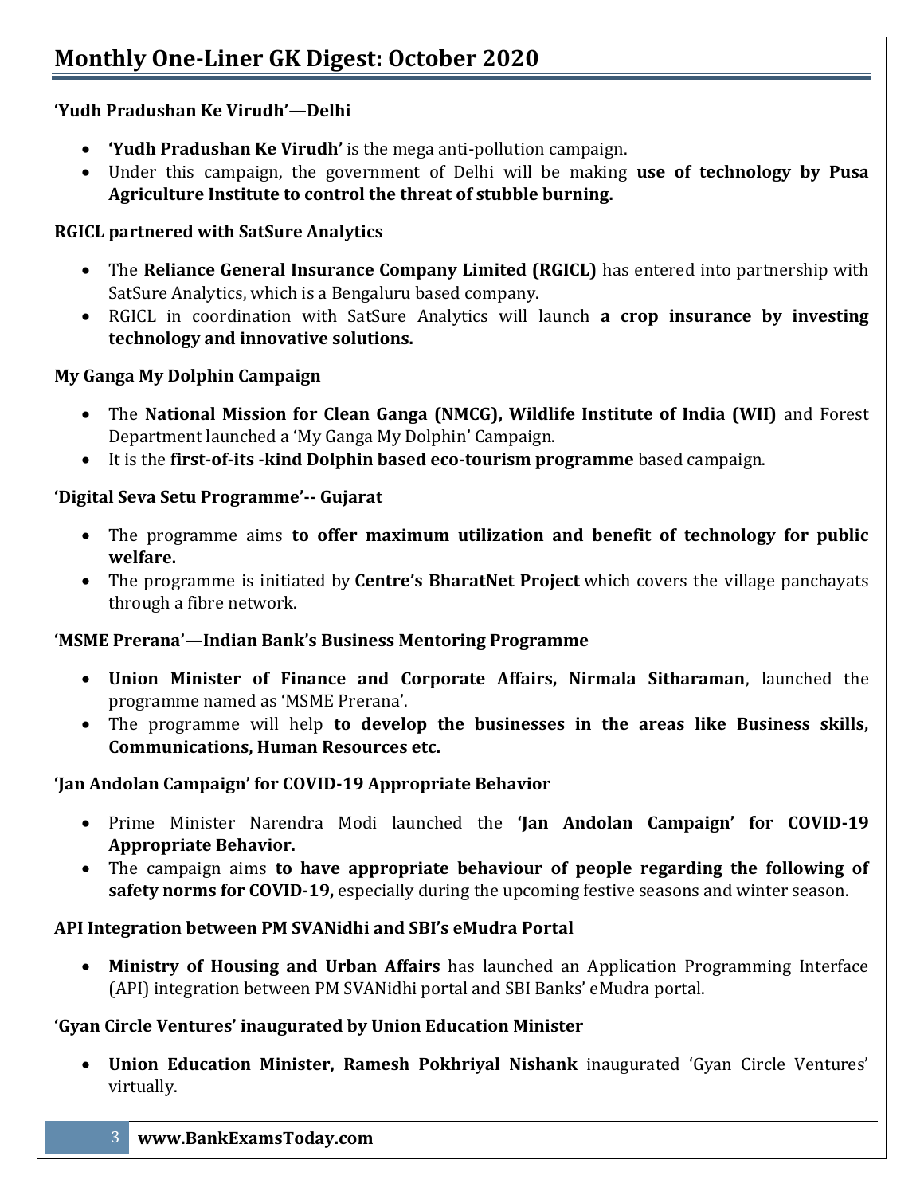**'Yudh Pradushan Ke Virudh'—Delhi**

- **'Yudh Pradushan Ke Virudh'** is the mega anti-pollution campaign.
- Under this campaign, the government of Delhi will be making **use of technology by Pusa Agriculture Institute to control the threat of stubble burning.**

**RGICL partnered with SatSure Analytics**

- The **Reliance General Insurance Company Limited (RGICL)** has entered into partnership with SatSure Analytics, which is a Bengaluru based company.
- RGICL in coordination with SatSure Analytics will launch **a crop insurance by investing technology and innovative solutions.**

**My Ganga My Dolphin Campaign**

- The **National Mission for Clean Ganga (NMCG), Wildlife Institute of India (WII)** and Forest Department launched a 'My Ganga My Dolphin' Campaign.
- It is the **first-of-its -kind Dolphin based eco-tourism programme** based campaign.

**'Digital Seva Setu Programme'-- Gujarat**

- The programme aims **to offer maximum utilization and benefit of technology for public welfare.**
- The programme is initiated by **Centre's BharatNet Project** which covers the village panchayats through a fibre network.

**'MSME Prerana'—Indian Bank's Business Mentoring Programme**

- **Union Minister of Finance and Corporate Affairs, Nirmala Sitharaman**, launched the programme named as 'MSME Prerana'.
- The programme will help **to develop the businesses in the areas like Business skills, Communications, Human Resources etc.**

**'Jan Andolan Campaign' for COVID-19 Appropriate Behavior**

- Prime Minister Narendra Modi launched the **'Jan Andolan Campaign' for COVID-19 Appropriate Behavior.**
- The campaign aims **to have appropriate behaviour of people regarding the following of safety norms for COVID-19,** especially during the upcoming festive seasons and winter season.

**API Integration between PM SVANidhi and SBI's eMudra Portal**

- **Ministry of Housing and Urban Affairs** has launched an Application Programming Interface (API) integration between PM SVANidhi portal and SBI Banks' eMudra portal.

**'Gyan Circle Ventures' inaugurated by Union Education Minister**

- **Union Education Minister, Ramesh Pokhriyal Nishank** inaugurated 'Gyan Circle Ventures' virtually.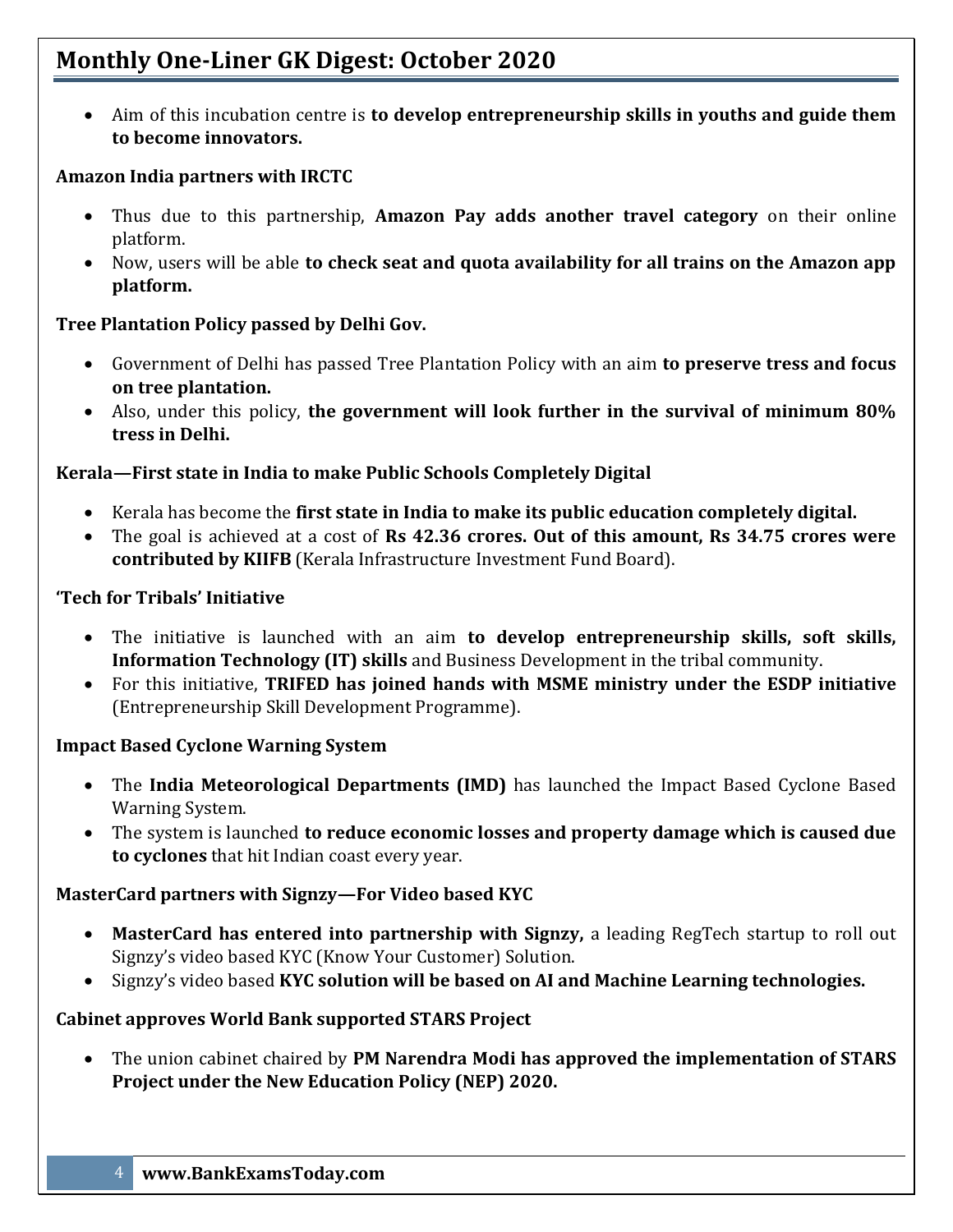- Aim of this incubation centre is **to develop entrepreneurship skills in youths and guide them to become innovators.**

**Amazon India partners with IRCTC**

- Thus due to this partnership, **Amazon Pay adds another travel category** on their online platform.
- Now, users will be able **to check seat and quota availability for all trains on the Amazon app platform.**

**Tree Plantation Policy passed by Delhi Gov.**

- Government of Delhi has passed Tree Plantation Policy with an aim **to preserve tress and focus on tree plantation.**
- Also, under this policy, **the government will look further in the survival of minimum 80% tress in Delhi.**

**Kerala—First state in India to make Public Schools Completely Digital**

- Kerala has become the **first state in India to make its public education completely digital.**
- The goal is achieved at a cost of **Rs 42.36 crores. Out of this amount, Rs 34.75 crores were contributed by KIIFB** (Kerala Infrastructure Investment Fund Board).

**'Tech for Tribals' Initiative**

- The initiative is launched with an aim **to develop entrepreneurship skills, soft skills, Information Technology (IT) skills** and Business Development in the tribal community.
- For this initiative, **TRIFED has joined hands with MSME ministry under the ESDP initiative** (Entrepreneurship Skill Development Programme).

**Impact Based Cyclone Warning System**

- The **India Meteorological Departments (IMD)** has launched the Impact Based Cyclone Based Warning System.
- The system is launched **to reduce economic losses and property damage which is caused due to cyclones** that hit Indian coast every year.

**MasterCard partners with Signzy—For Video based KYC**

- **MasterCard has entered into partnership with Signzy,** a leading RegTech startup to roll out Signzy's video based KYC (Know Your Customer) Solution.
- Signzy's video based **KYC solution will be based on AI and Machine Learning technologies.**

**Cabinet approves World Bank supported STARS Project**

- The union cabinet chaired by **PM Narendra Modi has approved the implementation of STARS Project under the New Education Policy (NEP) 2020.**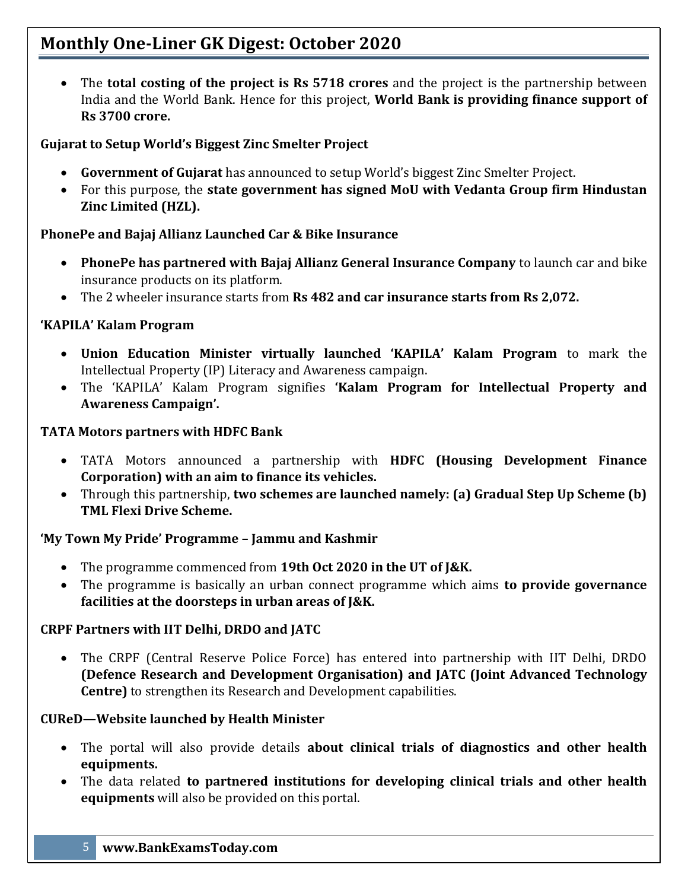- The **total costing of the project is Rs 5718 crores** and the project is the partnership between India and the World Bank. Hence for this project, **World Bank is providing finance support of Rs 3700 crore.**

**Gujarat to Setup World's Biggest Zinc Smelter Project**

- **Government of Gujarat** has announced to setup World's biggest Zinc Smelter Project.
- For this purpose, the **state government has signed MoU with Vedanta Group firm Hindustan Zinc Limited (HZL).**

**PhonePe and Bajaj Allianz Launched Car & Bike Insurance**

- **PhonePe has partnered with Bajaj Allianz General Insurance Company** to launch car and bike insurance products on its platform.
- The 2 wheeler insurance starts from **Rs 482 and car insurance starts from Rs 2,072.**

**'KAPILA' Kalam Program**

- **Union Education Minister virtually launched 'KAPILA' Kalam Program** to mark the Intellectual Property (IP) Literacy and Awareness campaign.
- The 'KAPILA' Kalam Program signifies **'Kalam Program for Intellectual Property and Awareness Campaign'.**

**TATA Motors partners with HDFC Bank**

- TATA Motors announced a partnership with **HDFC (Housing Development Finance Corporation) with an aim to finance its vehicles.**
- Through this partnership, **two schemes are launched namely: (a) Gradual Step Up Scheme (b) TML Flexi Drive Scheme.**

**'My Town My Pride' Programme – Jammu and Kashmir**

- The programme commenced from **19th Oct 2020 in the UT of J&K.**
- The programme is basically an urban connect programme which aims **to provide governance facilities at the doorsteps in urban areas of J&K.**

**CRPF Partners with IIT Delhi, DRDO and JATC**

- The CRPF (Central Reserve Police Force) has entered into partnership with IIT Delhi, DRDO **(Defence Research and Development Organisation) and JATC (Joint Advanced Technology Centre)** to strengthen its Research and Development capabilities.

**CUReD—Website launched by Health Minister**

- The portal will also provide details **about clinical trials of diagnostics and other health equipments.**
- The data related **to partnered institutions for developing clinical trials and other health equipments** will also be provided on this portal.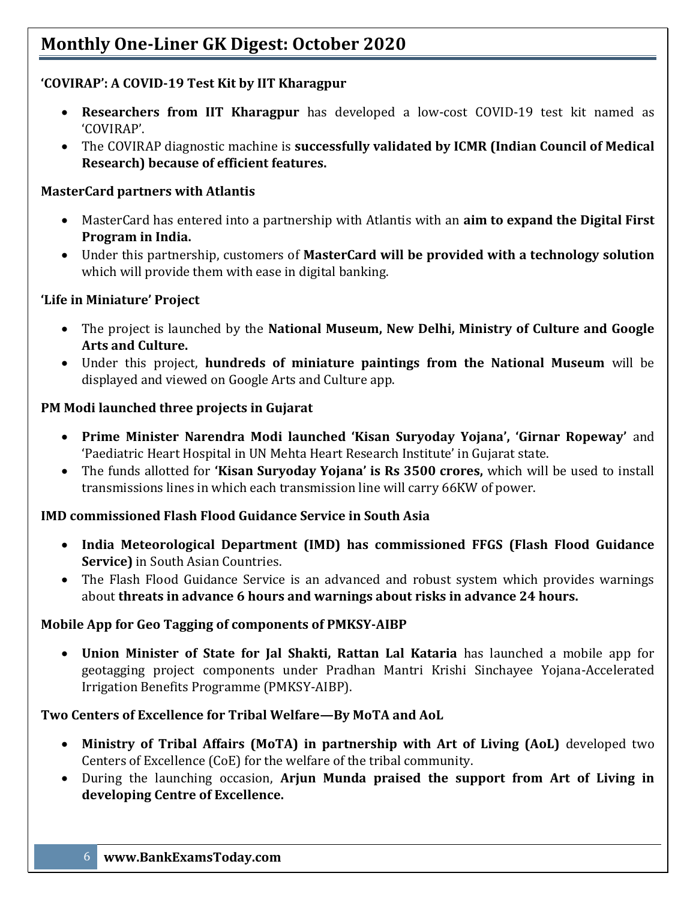### 'COVIRAP': A COVID-19 Test Kit by IIT Kharagpur

- **Researchers from IIT Kharagpur** has developed a low-cost COVID-19 test kit named as 'COVIRAP'.
- The COVIRAP diagnostic machine is **successfully validated by ICMR (Indian Council of Medical Research) because of efficient features.**

### MasterCard partners with Atlantis

- MasterCard has entered into a partnership with Atlantis with an **aim to expand the Digital First Program in India.**
- Under this partnership, customers of **MasterCard will be provided with a technology solution** which will provide them with ease in digital banking.

### 'Life in Miniature' Project

- The project is launched by the **National Museum, New Delhi, Ministry of Culture and Google Arts and Culture.**
- Under this project, **hundreds of miniature paintings from the National Museum** will be displayed and viewed on Google Arts and Culture app.

### PM Modi launched three projects in Gujarat

- **Prime Minister Narendra Modi launched 'Kisan Suryoday Yojana', 'Girnar Ropeway'** and 'Paediatric Heart Hospital in UN Mehta Heart Research Institute' in Gujarat state.
- The funds allotted for **'Kisan Suryoday Yojana' is Rs 3500 crores,** which will be used to install transmissions lines in which each transmission line will carry 66KW of power.

### IMD commissioned Flash Flood Guidance Service in South Asia

- **India Meteorological Department (IMD) has commissioned FFGS (Flash Flood Guidance Service)** in South Asian Countries.
- The Flash Flood Guidance Service is an advanced and robust system which provides warnings about **threats in advance 6 hours and warnings about risks in advance 24 hours.**

### Mobile App for Geo Tagging of components of PMKSY-AIBP

- **Union Minister of State for Jal Shakti, Rattan Lal Kataria** has launched a mobile app for geotagging project components under Pradhan Mantri Krishi Sinchayee Yojana-Accelerated Irrigation Benefits Programme (PMKSY-AIBP).

### Two Centers of Excellence for Tribal Welfare—By MoTA and AoL

- **Ministry of Tribal Affairs (MoTA) in partnership with Art of Living (AoL)** developed two Centers of Excellence (CoE) for the welfare of the tribal community.
- During the launching occasion, **Arjun Munda praised the support from Art of Living in developing Centre of Excellence.**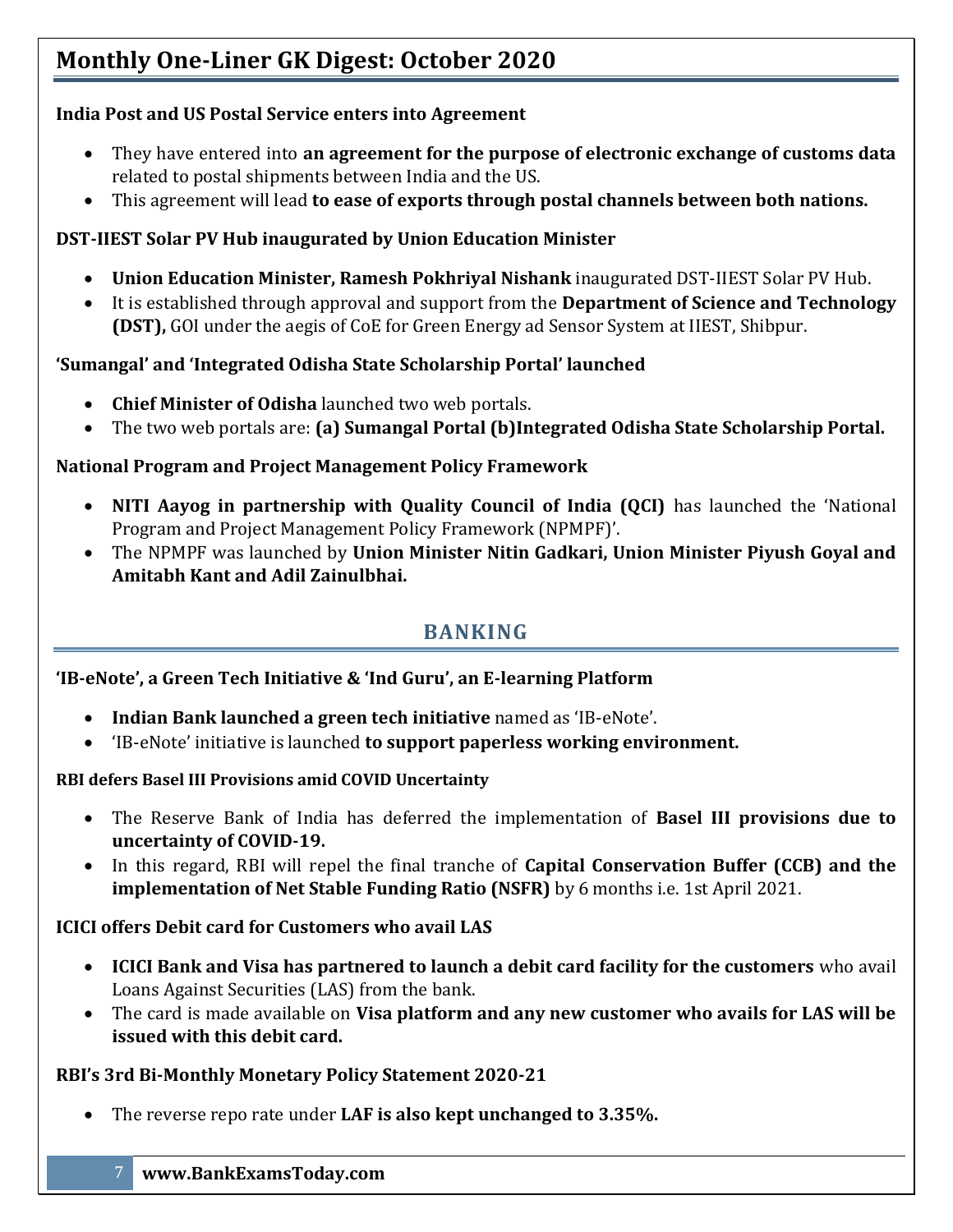**India Post and US Postal Service enters into Agreement**

- They have entered into **an agreement for the purpose of electronic exchange of customs data** related to postal shipments between India and the US.
- This agreement will lead **to ease of exports through postal channels between both nations.**

**DST-IIEST Solar PV Hub inaugurated by Union Education Minister**

- **Union Education Minister, Ramesh Pokhriyal Nishank** inaugurated DST-IIEST Solar PV Hub.
- It is established through approval and support from the **Department of Science and Technology (DST),** GOI under the aegis of CoE for Green Energy ad Sensor System at IIEST, Shibpur.

**'Sumangal' and 'Integrated Odisha State Scholarship Portal' launched**

- **Chief Minister of Odisha** launched two web portals.
- The two web portals are: **(a) Sumangal Portal (b)Integrated Odisha State Scholarship Portal.**

**National Program and Project Management Policy Framework**

- **NITI Aayog in partnership with Quality Council of India (QCI)** has launched the 'National Program and Project Management Policy Framework (NPMPF)'.
- The NPMPF was launched by **Union Minister Nitin Gadkari, Union Minister Piyush Goyal and Amitabh Kant and Adil Zainulbhai.**

## BANKING

**'IB-eNote', a Green Tech Initiative & 'Ind Guru', an E-learning Platform**

- **Indian Bank launched a green tech initiative** named as 'IB-eNote'.
- 'IB-eNote' initiative is launched **to support paperless working environment.**

**RBI defers Basel III Provisions amid COVID Uncertainty**

- The Reserve Bank of India has deferred the implementation of **Basel III provisions due to uncertainty of COVID-19.**
- In this regard, RBI will repel the final tranche of **Capital Conservation Buffer (CCB) and the implementation of Net Stable Funding Ratio (NSFR)** by 6 months i.e. 1st April 2021.

**ICICI offers Debit card for Customers who avail LAS**

- **ICICI Bank and Visa has partnered to launch a debit card facility for the customers** who avail Loans Against Securities (LAS) from the bank.
- The card is made available on **Visa platform and any new customer who avails for LAS will be issued with this debit card.**

**RBI's 3rd Bi-Monthly Monetary Policy Statement 2020-21**

- The reverse repo rate under **LAF is also kept unchanged to 3.35%.**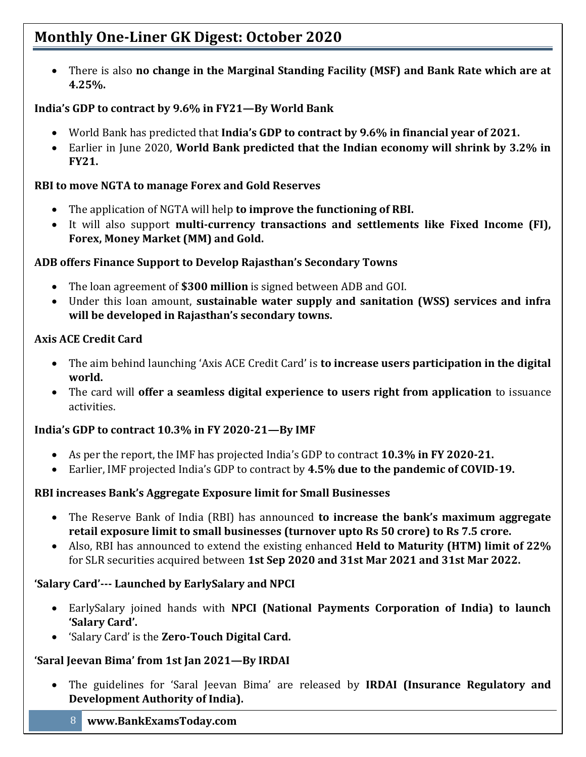- There is also **no change in the Marginal Standing Facility (MSF) and Bank Rate which are at 4.25%.**

**India's GDP to contract by 9.6% in FY21—By World Bank**

- World Bank has predicted that **India's GDP to contract by 9.6% in financial year of 2021.**
- Earlier in June 2020, **World Bank predicted that the Indian economy will shrink by 3.2% in FY21.**

**RBI to move NGTA to manage Forex and Gold Reserves**

- The application of NGTA will help **to improve the functioning of RBI.**
- It will also support **multi-currency transactions and settlements like Fixed Income (FI), Forex, Money Market (MM) and Gold.**

**ADB offers Finance Support to Develop Rajasthan's Secondary Towns**

- The loan agreement of **$300 million** is signed between ADB and GOI.
- Under this loan amount, **sustainable water supply and sanitation (WSS) services and infra will be developed in Rajasthan's secondary towns.**

**Axis ACE Credit Card**

- The aim behind launching 'Axis ACE Credit Card' is **to increase users participation in the digital world.**
- The card will **offer a seamless digital experience to users right from application** to issuance activities.

**India's GDP to contract 10.3% in FY 2020-21—By IMF**

- As per the report, the IMF has projected India's GDP to contract **10.3% in FY 2020-21.**
- Earlier, IMF projected India's GDP to contract by **4.5% due to the pandemic of COVID-19.**

**RBI increases Bank's Aggregate Exposure limit for Small Businesses**

- The Reserve Bank of India (RBI) has announced **to increase the bank's maximum aggregate retail exposure limit to small businesses (turnover upto Rs 50 crore) to Rs 7.5 crore.**
- Also, RBI has announced to extend the existing enhanced **Held to Maturity (HTM) limit of 22%** for SLR securities acquired between **1st Sep 2020 and 31st Mar 2021 and 31st Mar 2022.**

**'Salary Card'--- Launched by EarlySalary and NPCI**

- EarlySalary joined hands with **NPCI (National Payments Corporation of India) to launch 'Salary Card'.**
- 'Salary Card' is the **Zero-Touch Digital Card.**

**'Saral Jeevan Bima' from 1st Jan 2021—By IRDAI**

- The guidelines for 'Saral Jeevan Bima' are released by **IRDAI (Insurance Regulatory and Development Authority of India).**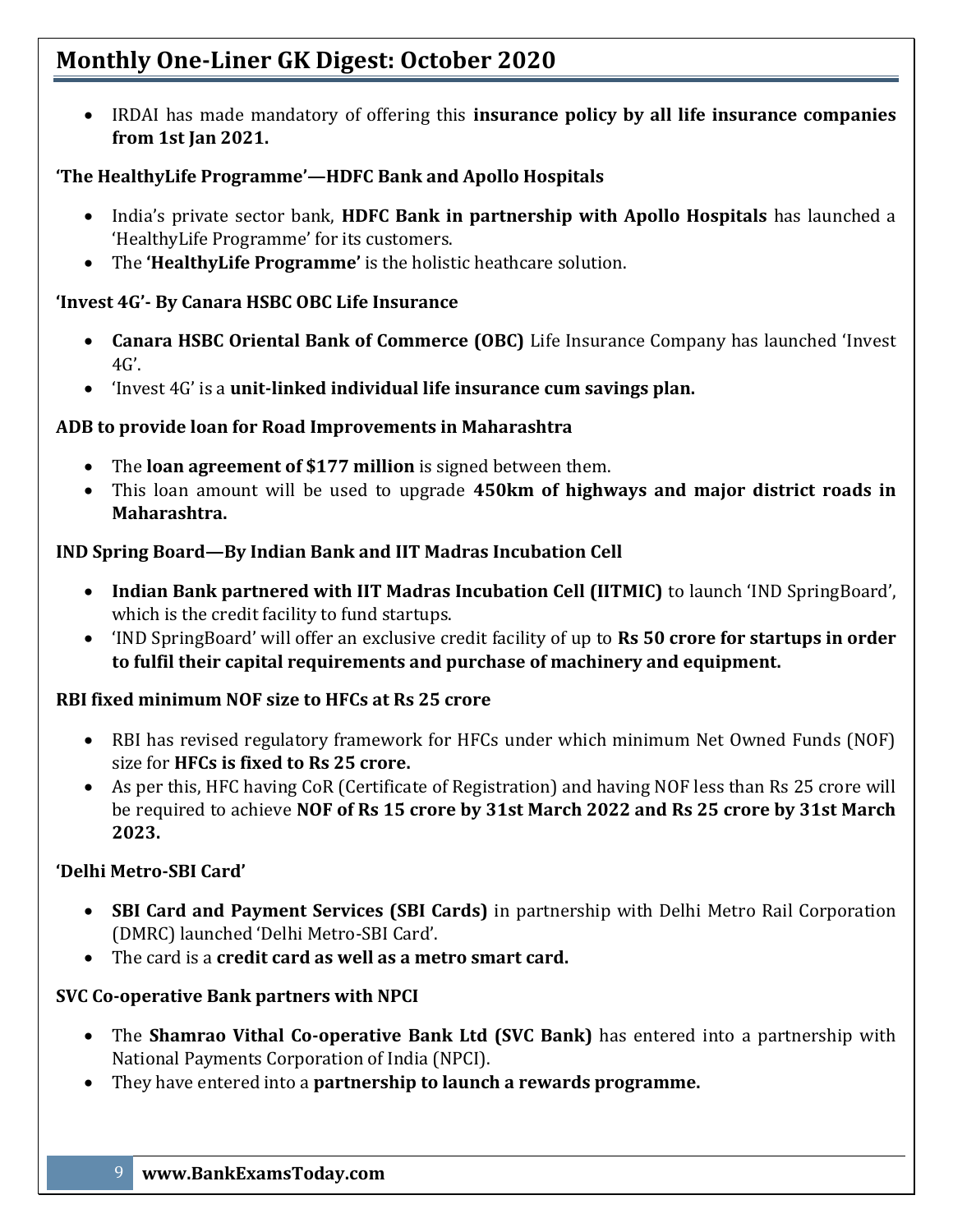- IRDAI has made mandatory of offering this **insurance policy by all life insurance companies from 1st Jan 2021.**

**'The HealthyLife Programme'—HDFC Bank and Apollo Hospitals**

- India's private sector bank, **HDFC Bank in partnership with Apollo Hospitals** has launched a 'HealthyLife Programme' for its customers.
- The **'HealthyLife Programme'** is the holistic heathcare solution.

**'Invest 4G'- By Canara HSBC OBC Life Insurance**

- **Canara HSBC Oriental Bank of Commerce (OBC)** Life Insurance Company has launched 'Invest 4G'.
- 'Invest 4G' is a **unit-linked individual life insurance cum savings plan.**

**ADB to provide loan for Road Improvements in Maharashtra**

- The **loan agreement of $177 million** is signed between them.
- This loan amount will be used to upgrade **450km of highways and major district roads in Maharashtra.**

**IND Spring Board—By Indian Bank and IIT Madras Incubation Cell**

- **Indian Bank partnered with IIT Madras Incubation Cell (IITMIC)** to launch 'IND SpringBoard', which is the credit facility to fund startups.
- 'IND SpringBoard' will offer an exclusive credit facility of up to **Rs 50 crore for startups in order to fulfil their capital requirements and purchase of machinery and equipment.**

**RBI fixed minimum NOF size to HFCs at Rs 25 crore**

- RBI has revised regulatory framework for HFCs under which minimum Net Owned Funds (NOF) size for **HFCs is fixed to Rs 25 crore.**
- As per this, HFC having CoR (Certificate of Registration) and having NOF less than Rs 25 crore will be required to achieve **NOF of Rs 15 crore by 31st March 2022 and Rs 25 crore by 31st March 2023.**

**'Delhi Metro-SBI Card'**

- **SBI Card and Payment Services (SBI Cards)** in partnership with Delhi Metro Rail Corporation (DMRC) launched 'Delhi Metro-SBI Card'.
- The card is a **credit card as well as a metro smart card.**

**SVC Co-operative Bank partners with NPCI**

- The **Shamrao Vithal Co-operative Bank Ltd (SVC Bank)** has entered into a partnership with National Payments Corporation of India (NPCI).
- They have entered into a **partnership to launch a rewards programme.**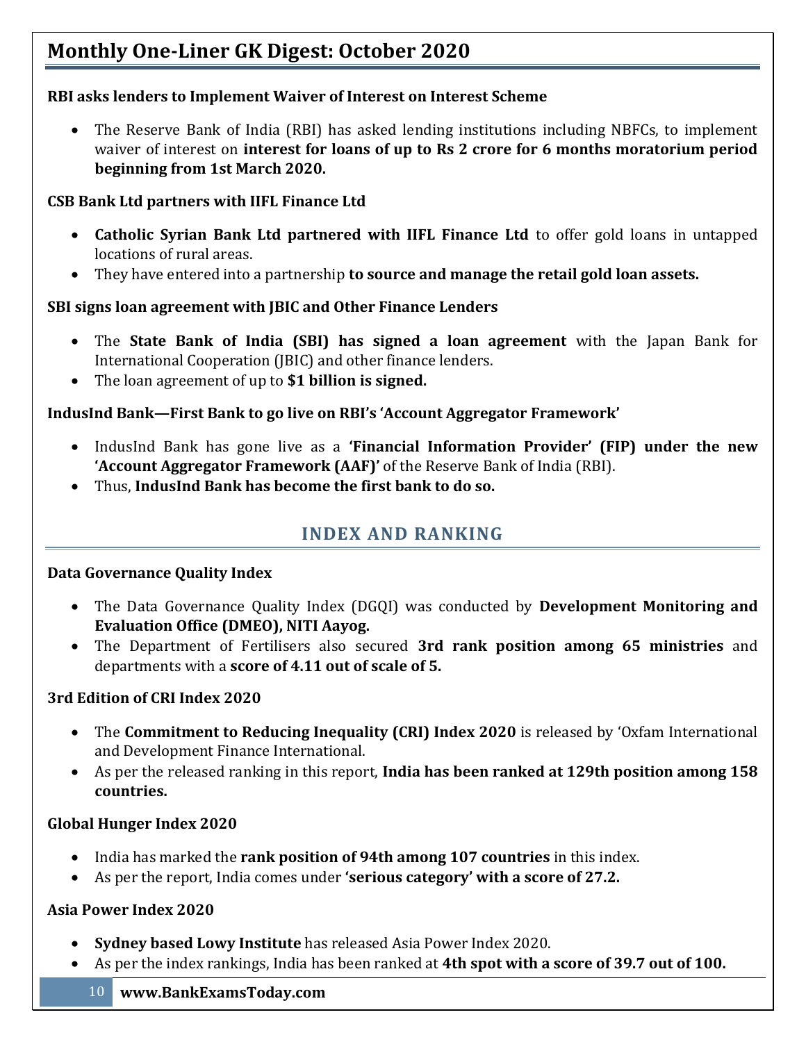**RBI asks lenders to Implement Waiver of Interest on Interest Scheme**

- The Reserve Bank of India (RBI) has asked lending institutions including NBFCs, to implement waiver of interest on **interest for loans of up to Rs 2 crore for 6 months moratorium period beginning from 1st March 2020.**

**CSB Bank Ltd partners with IIFL Finance Ltd**

- **Catholic Syrian Bank Ltd partnered with IIFL Finance Ltd** to offer gold loans in untapped locations of rural areas.
- They have entered into a partnership **to source and manage the retail gold loan assets.**

**SBI signs loan agreement with JBIC and Other Finance Lenders**

- The **State Bank of India (SBI) has signed a loan agreement** with the Japan Bank for International Cooperation (JBIC) and other finance lenders.
- The loan agreement of up to **$1 billion is signed.**

**IndusInd Bank—First Bank to go live on RBI's 'Account Aggregator Framework'**

- IndusInd Bank has gone live as a **'Financial Information Provider' (FIP) under the new 'Account Aggregator Framework (AAF)'** of the Reserve Bank of India (RBI).
- Thus, **IndusInd Bank has become the first bank to do so.**

## INDEX AND RANKING

**Data Governance Quality Index**

- The Data Governance Quality Index (DGQI) was conducted by **Development Monitoring and Evaluation Office (DMEO), NITI Aayog.**
- The Department of Fertilisers also secured **3rd rank position among 65 ministries** and departments with a **score of 4.11 out of scale of 5.**

**3rd Edition of CRI Index 2020**

- The **Commitment to Reducing Inequality (CRI) Index 2020** is released by 'Oxfam International and Development Finance International.
- As per the released ranking in this report, **India has been ranked at 129th position among 158 countries.**

**Global Hunger Index 2020**

- India has marked the **rank position of 94th among 107 countries** in this index.
- As per the report, India comes under **'serious category' with a score of 27.2.**

**Asia Power Index 2020**

- **Sydney based Lowy Institute** has released Asia Power Index 2020.
- As per the index rankings, India has been ranked at **4th spot with a score of 39.7 out of 100.**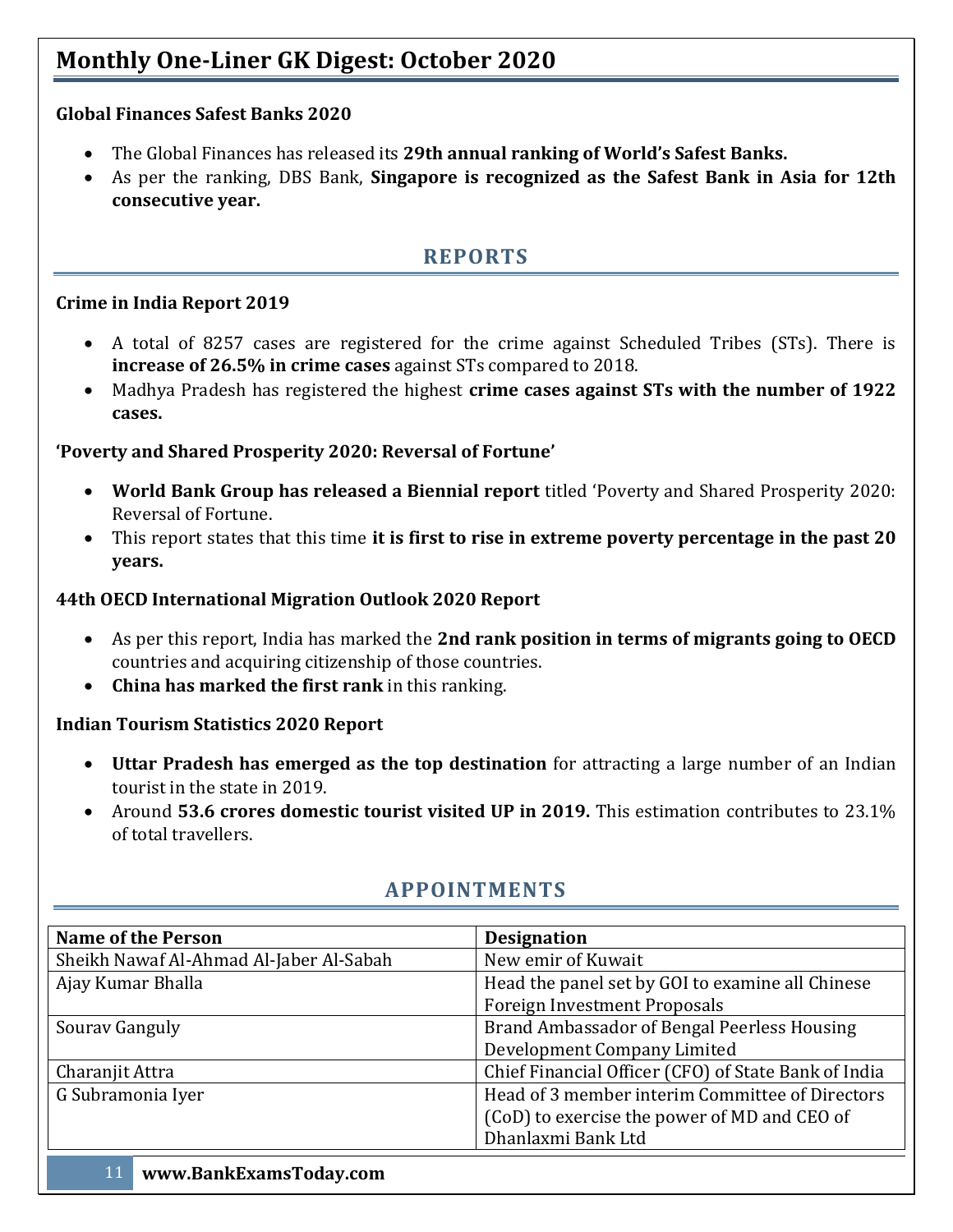**Global Finances Safest Banks 2020**

- The Global Finances has released its **29th annual ranking of World's Safest Banks.**
- As per the ranking, DBS Bank, **Singapore is recognized as the Safest Bank in Asia for 12th consecutive year.**

## REPORTS

**Crime in India Report 2019**

- A total of 8257 cases are registered for the crime against Scheduled Tribes (STs). There is **increase of 26.5% in crime cases** against STs compared to 2018.
- Madhya Pradesh has registered the highest **crime cases against STs with the number of 1922 cases.**

**'Poverty and Shared Prosperity 2020: Reversal of Fortune'**

- **World Bank Group has released a Biennial report** titled 'Poverty and Shared Prosperity 2020: Reversal of Fortune.
- This report states that this time **it is first to rise in extreme poverty percentage in the past 20 years.**

**44th OECD International Migration Outlook 2020 Report**

- As per this report, India has marked the **2nd rank position in terms of migrants going to OECD** countries and acquiring citizenship of those countries.
- **China has marked the first rank** in this ranking.

**Indian Tourism Statistics 2020 Report**

- **Uttar Pradesh has emerged as the top destination** for attracting a large number of an Indian tourist in the state in 2019.
- Around **53.6 crores domestic tourist visited UP in 2019.** This estimation contributes to 23.1% of total travellers.

## APPOINTMENTS

| Name of the Person | Designation |
| --- | --- |
| Sheikh Nawaf Al-Ahmad Al-Jaber Al-Sabah | New emir of Kuwait |
| Ajay Kumar Bhalla | Head the panel set by GOI to examine all Chinese Foreign Investment Proposals |
| Sourav Ganguly | Brand Ambassador of Bengal Peerless Housing Development Company Limited |
| Charanjit Attra | Chief Financial Officer (CFO) of State Bank of India |
| G Subramonia Iyer | Head of 3 member interim Committee of Directors (CoD) to exercise the power of MD and CEO of Dhanlaxmi Bank Ltd |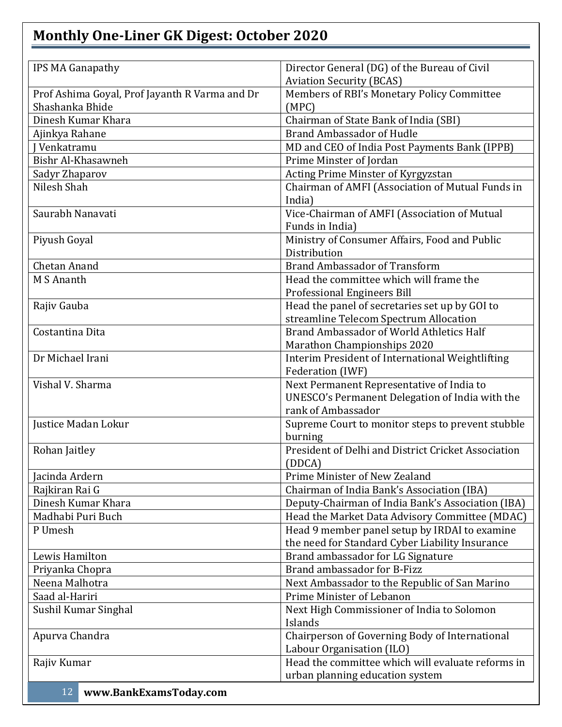| IPS MA Ganapathy | Director General (DG) of the Bureau of Civil Aviation Security (BCAS) |
|---|---|
| Prof Ashima Goyal, Prof Jayanth R Varma and Dr Shashanka Bhide | Members of RBI's Monetary Policy Committee (MPC) |
| Dinesh Kumar Khara | Chairman of State Bank of India (SBI) |
| Ajinkya Rahane | Brand Ambassador of Hudle |
| J Venkatramu | MD and CEO of India Post Payments Bank (IPPB) |
| Bishr Al-Khasawneh | Prime Minster of Jordan |
| Sadyr Zhaparov | Acting Prime Minster of Kyrgyzstan |
| Nilesh Shah | Chairman of AMFI (Association of Mutual Funds in India) |
| Saurabh Nanavati | Vice-Chairman of AMFI (Association of Mutual Funds in India) |
| Piyush Goyal | Ministry of Consumer Affairs, Food and Public Distribution |
| Chetan Anand | Brand Ambassador of Transform |
| M S Ananth | Head the committee which will frame the Professional Engineers Bill |
| Rajiv Gauba | Head the panel of secretaries set up by GOI to streamline Telecom Spectrum Allocation |
| Costantina Dita | Brand Ambassador of World Athletics Half Marathon Championships 2020 |
| Dr Michael Irani | Interim President of International Weightlifting Federation (IWF) |
| Vishal V. Sharma | Next Permanent Representative of India to UNESCO's Permanent Delegation of India with the rank of Ambassador |
| Justice Madan Lokur | Supreme Court to monitor steps to prevent stubble burning |
| Rohan Jaitley | President of Delhi and District Cricket Association (DDCA) |
| Jacinda Ardern | Prime Minister of New Zealand |
| Rajkiran Rai G | Chairman of India Bank's Association (IBA) |
| Dinesh Kumar Khara | Deputy-Chairman of India Bank's Association (IBA) |
| Madhabi Puri Buch | Head the Market Data Advisory Committee (MDAC) |
| P Umesh | Head 9 member panel setup by IRDAI to examine the need for Standard Cyber Liability Insurance |
| Lewis Hamilton | Brand ambassador for LG Signature |
| Priyanka Chopra | Brand ambassador for B-Fizz |
| Neena Malhotra | Next Ambassador to the Republic of San Marino |
| Saad al-Hariri | Prime Minister of Lebanon |
| Sushil Kumar Singhal | Next High Commissioner of India to Solomon Islands |
| Apurva Chandra | Chairperson of Governing Body of International Labour Organisation (ILO) |
| Rajiv Kumar | Head the committee which will evaluate reforms in urban planning education system |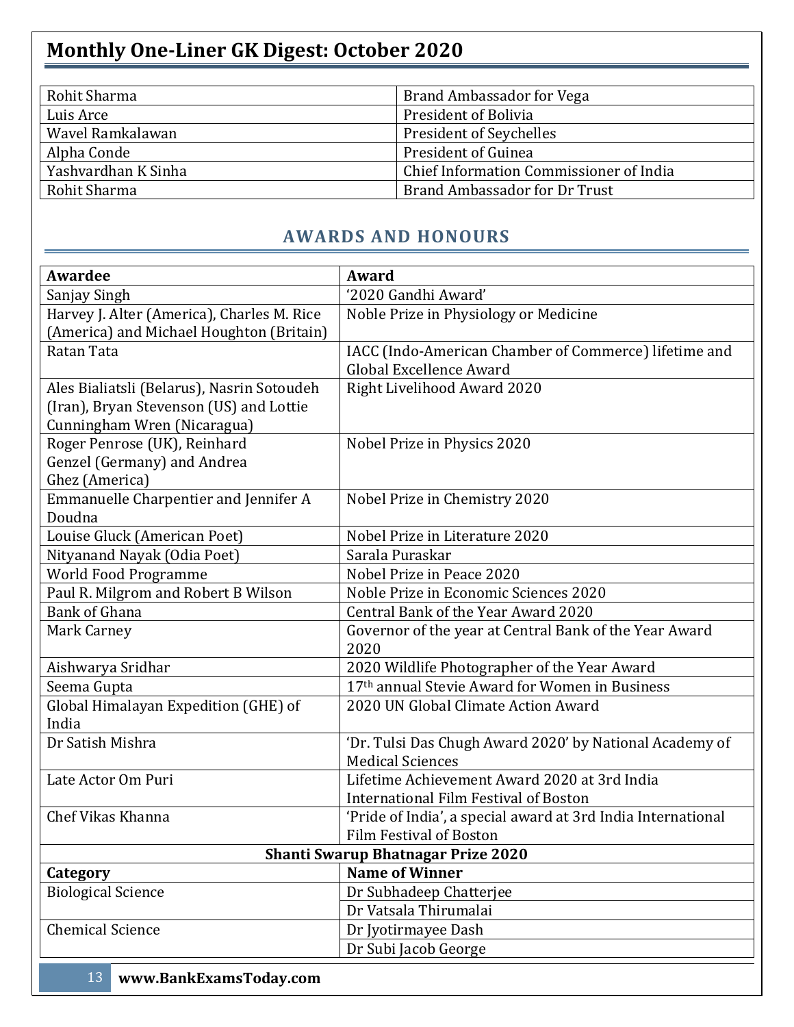| | |
|---|---|
| Rohit Sharma | Brand Ambassador for Vega |
| Luis Arce | President of Bolivia |
| Wavel Ramkalawan | President of Seychelles |
| Alpha Conde | President of Guinea |
| Yashvardhan K Sinha | Chief Information Commissioner of India |
| Rohit Sharma | Brand Ambassador for Dr Trust |

## AWARDS AND HONOURS

| Awardee | Award |
|---|---|
| Sanjay Singh | '2020 Gandhi Award' |
| Harvey J. Alter (America), Charles M. Rice (America) and Michael Houghton (Britain) | Noble Prize in Physiology or Medicine |
| Ratan Tata | IACC (Indo-American Chamber of Commerce) lifetime and Global Excellence Award |
| Ales Bialiatsli (Belarus), Nasrin Sotoudeh (Iran), Bryan Stevenson (US) and Lottie Cunningham Wren (Nicaragua) | Right Livelihood Award 2020 |
| Roger Penrose (UK), Reinhard Genzel (Germany) and Andrea Ghez (America) | Nobel Prize in Physics 2020 |
| Emmanuelle Charpentier and Jennifer A Doudna | Nobel Prize in Chemistry 2020 |
| Louise Gluck (American Poet) | Nobel Prize in Literature 2020 |
| Nityanand Nayak (Odia Poet) | Sarala Puraskar |
| World Food Programme | Nobel Prize in Peace 2020 |
| Paul R. Milgrom and Robert B Wilson | Noble Prize in Economic Sciences 2020 |
| Bank of Ghana | Central Bank of the Year Award 2020 |
| Mark Carney | Governor of the year at Central Bank of the Year Award 2020 |
| Aishwarya Sridhar | 2020 Wildlife Photographer of the Year Award |
| Seema Gupta | 17th annual Stevie Award for Women in Business |
| Global Himalayan Expedition (GHE) of India | 2020 UN Global Climate Action Award |
| Dr Satish Mishra | 'Dr. Tulsi Das Chugh Award 2020' by National Academy of Medical Sciences |
| Late Actor Om Puri | Lifetime Achievement Award 2020 at 3rd India International Film Festival of Boston |
| Chef Vikas Khanna | 'Pride of India', a special award at 3rd India International Film Festival of Boston |
| **Shanti Swarup Bhatnagar Prize 2020** | |
| **Category** | **Name of Winner** |
| Biological Science | Dr Subhadeep Chatterjee |
| | Dr Vatsala Thirumalai |
| Chemical Science | Dr Jyotirmayee Dash |
| | Dr Subi Jacob George |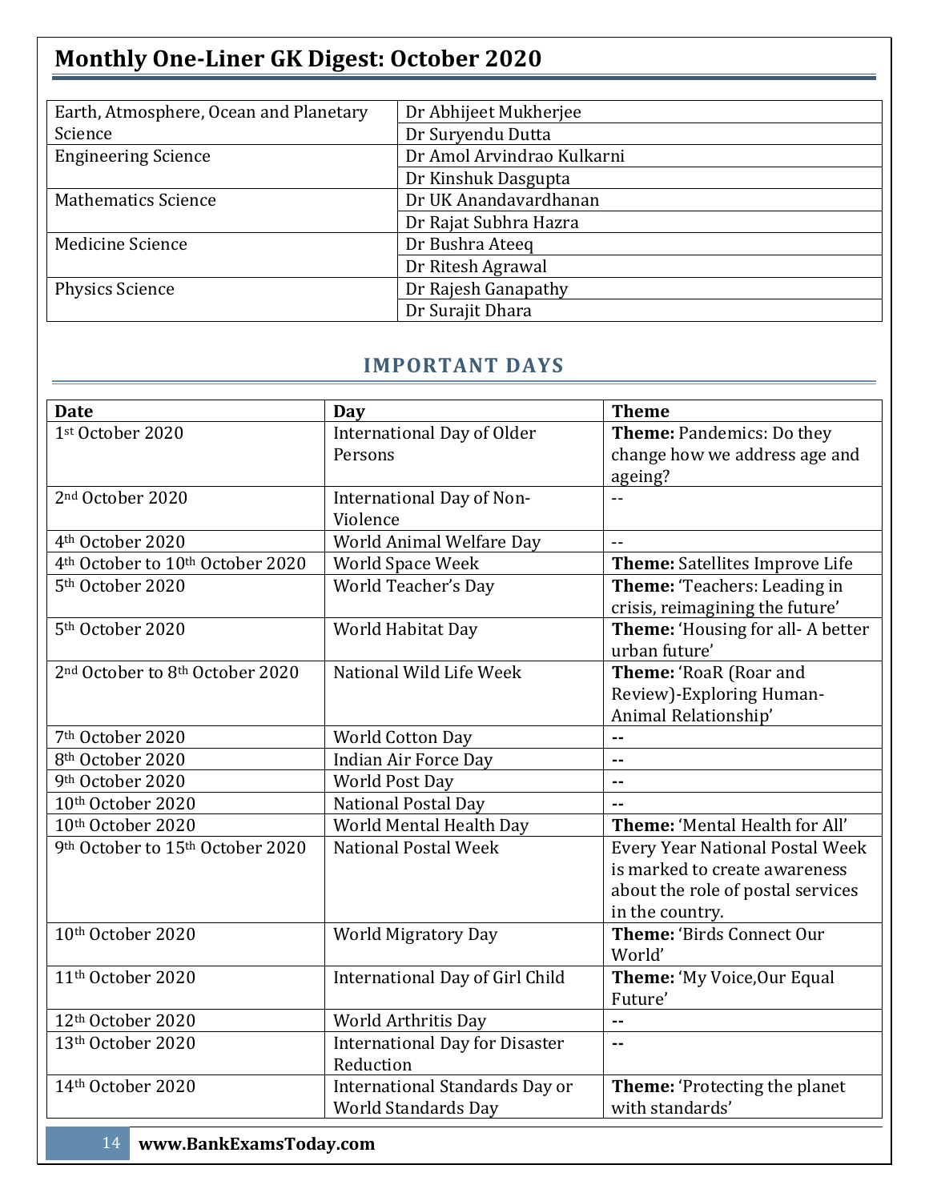| | |
|---|---|
| Earth, Atmosphere, Ocean and Planetary Science | Dr Abhijeet Mukherjee |
| | Dr Suryendu Dutta |
| Engineering Science | Dr Amol Arvindrao Kulkarni |
| | Dr Kinshuk Dasgupta |
| Mathematics Science | Dr UK Anandavardhanan |
| | Dr Rajat Subhra Hazra |
| Medicine Science | Dr Bushra Ateeq |
| | Dr Ritesh Agrawal |
| Physics Science | Dr Rajesh Ganapathy |
| | Dr Surajit Dhara |

## IMPORTANT DAYS

| Date | Day | Theme |
|---|---|---|
| 1st October 2020 | International Day of Older Persons | **Theme:** Pandemics: Do they change how we address age and ageing? |
| 2nd October 2020 | International Day of Non-Violence | -- |
| 4th October 2020 | World Animal Welfare Day | -- |
| 4th October to 10th October 2020 | World Space Week | **Theme:** Satellites Improve Life |
| 5th October 2020 | World Teacher's Day | **Theme:** 'Teachers: Leading in crisis, reimagining the future' |
| 5th October 2020 | World Habitat Day | **Theme:** 'Housing for all- A better urban future' |
| 2nd October to 8th October 2020 | National Wild Life Week | **Theme:** 'RoaR (Roar and Review)-Exploring Human-Animal Relationship' |
| 7th October 2020 | World Cotton Day | -- |
| 8th October 2020 | Indian Air Force Day | -- |
| 9th October 2020 | World Post Day | -- |
| 10th October 2020 | National Postal Day | -- |
| 10th October 2020 | World Mental Health Day | **Theme:** 'Mental Health for All' |
| 9th October to 15th October 2020 | National Postal Week | Every Year National Postal Week is marked to create awareness about the role of postal services in the country. |
| 10th October 2020 | World Migratory Day | **Theme:** 'Birds Connect Our World' |
| 11th October 2020 | International Day of Girl Child | **Theme:** 'My Voice,Our Equal Future' |
| 12th October 2020 | World Arthritis Day | -- |
| 13th October 2020 | International Day for Disaster Reduction | -- |
| 14th October 2020 | International Standards Day or World Standards Day | **Theme:** 'Protecting the planet with standards' |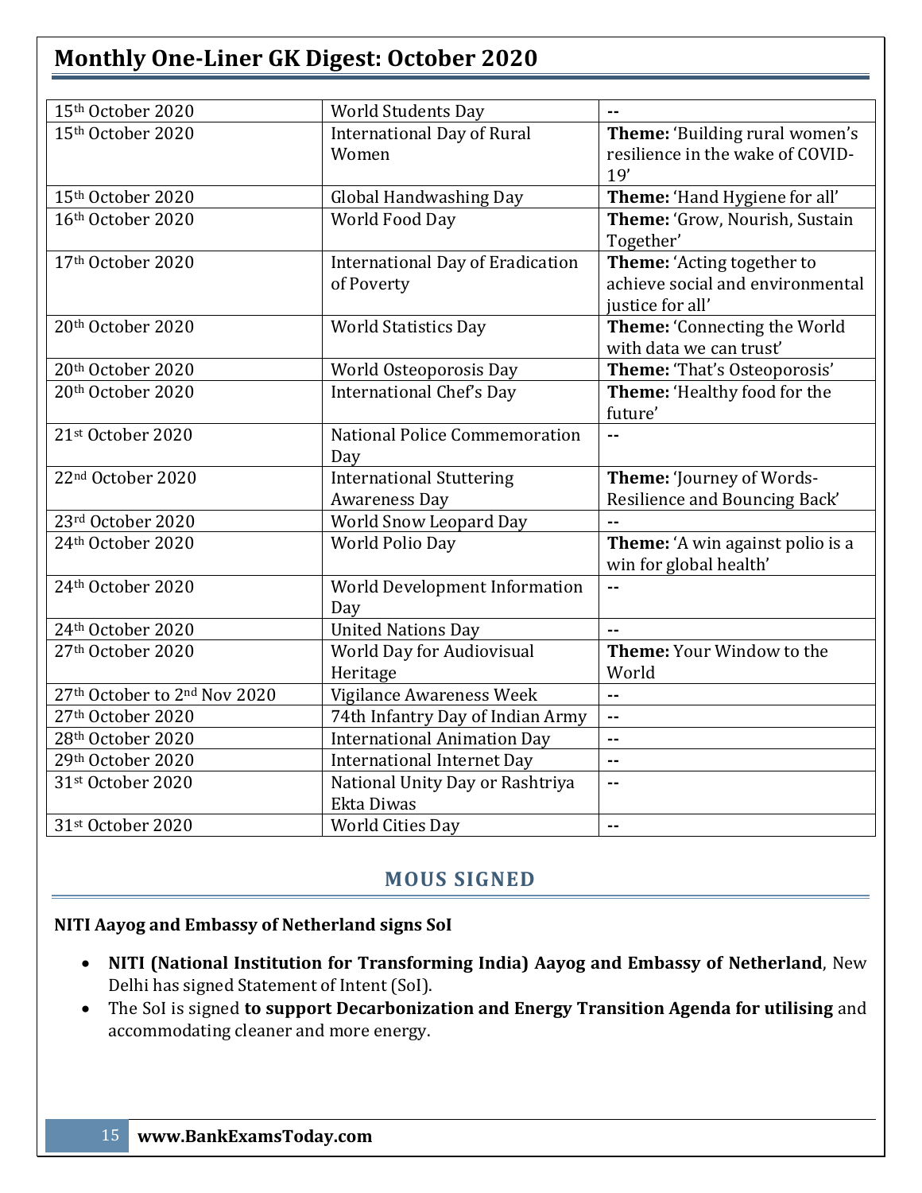| 15th October 2020 | World Students Day | -- |
|---|---|---|
| 15th October 2020 | International Day of Rural Women | **Theme:** 'Building rural women's resilience in the wake of COVID-19' |
| 15th October 2020 | Global Handwashing Day | **Theme:** 'Hand Hygiene for all' |
| 16th October 2020 | World Food Day | **Theme:** 'Grow, Nourish, Sustain Together' |
| 17th October 2020 | International Day of Eradication of Poverty | **Theme:** 'Acting together to achieve social and environmental justice for all' |
| 20th October 2020 | World Statistics Day | **Theme:** 'Connecting the World with data we can trust' |
| 20th October 2020 | World Osteoporosis Day | **Theme:** 'That's Osteoporosis' |
| 20th October 2020 | International Chef's Day | **Theme:** 'Healthy food for the future' |
| 21st October 2020 | National Police Commemoration Day | -- |
| 22nd October 2020 | International Stuttering Awareness Day | **Theme:** 'Journey of Words-Resilience and Bouncing Back' |
| 23rd October 2020 | World Snow Leopard Day | -- |
| 24th October 2020 | World Polio Day | **Theme:** 'A win against polio is a win for global health' |
| 24th October 2020 | World Development Information Day | -- |
| 24th October 2020 | United Nations Day | -- |
| 27th October 2020 | World Day for Audiovisual Heritage | **Theme:** Your Window to the World |
| 27th October to 2nd Nov 2020 | Vigilance Awareness Week | -- |
| 27th October 2020 | 74th Infantry Day of Indian Army | -- |
| 28th October 2020 | International Animation Day | -- |
| 29th October 2020 | International Internet Day | -- |
| 31st October 2020 | National Unity Day or Rashtriya Ekta Diwas | -- |
| 31st October 2020 | World Cities Day | -- |

## MOUS SIGNED

**NITI Aayog and Embassy of Netherland signs SoI**

- **NITI (National Institution for Transforming India) Aayog and Embassy of Netherland**, New Delhi has signed Statement of Intent (SoI).
- The SoI is signed **to support Decarbonization and Energy Transition Agenda for utilising** and accommodating cleaner and more energy.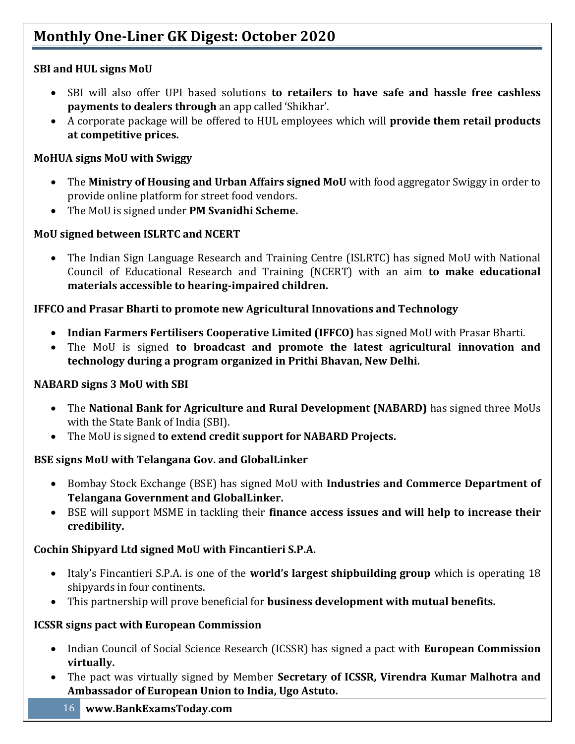**SBI and HUL signs MoU**

- SBI will also offer UPI based solutions **to retailers to have safe and hassle free cashless payments to dealers through** an app called 'Shikhar'.
- A corporate package will be offered to HUL employees which will **provide them retail products at competitive prices.**

**MoHUA signs MoU with Swiggy**

- The **Ministry of Housing and Urban Affairs signed MoU** with food aggregator Swiggy in order to provide online platform for street food vendors.
- The MoU is signed under **PM Svanidhi Scheme.**

**MoU signed between ISLRTC and NCERT**

- The Indian Sign Language Research and Training Centre (ISLRTC) has signed MoU with National Council of Educational Research and Training (NCERT) with an aim **to make educational materials accessible to hearing-impaired children.**

**IFFCO and Prasar Bharti to promote new Agricultural Innovations and Technology**

- **Indian Farmers Fertilisers Cooperative Limited (IFFCO)** has signed MoU with Prasar Bharti.
- The MoU is signed **to broadcast and promote the latest agricultural innovation and technology during a program organized in Prithi Bhavan, New Delhi.**

**NABARD signs 3 MoU with SBI**

- The **National Bank for Agriculture and Rural Development (NABARD)** has signed three MoUs with the State Bank of India (SBI).
- The MoU is signed **to extend credit support for NABARD Projects.**

**BSE signs MoU with Telangana Gov. and GlobalLinker**

- Bombay Stock Exchange (BSE) has signed MoU with **Industries and Commerce Department of Telangana Government and GlobalLinker.**
- BSE will support MSME in tackling their **finance access issues and will help to increase their credibility.**

**Cochin Shipyard Ltd signed MoU with Fincantieri S.P.A.**

- Italy's Fincantieri S.P.A. is one of the **world's largest shipbuilding group** which is operating 18 shipyards in four continents.
- This partnership will prove beneficial for **business development with mutual benefits.**

**ICSSR signs pact with European Commission**

- Indian Council of Social Science Research (ICSSR) has signed a pact with **European Commission virtually.**
- The pact was virtually signed by Member **Secretary of ICSSR, Virendra Kumar Malhotra and Ambassador of European Union to India, Ugo Astuto.**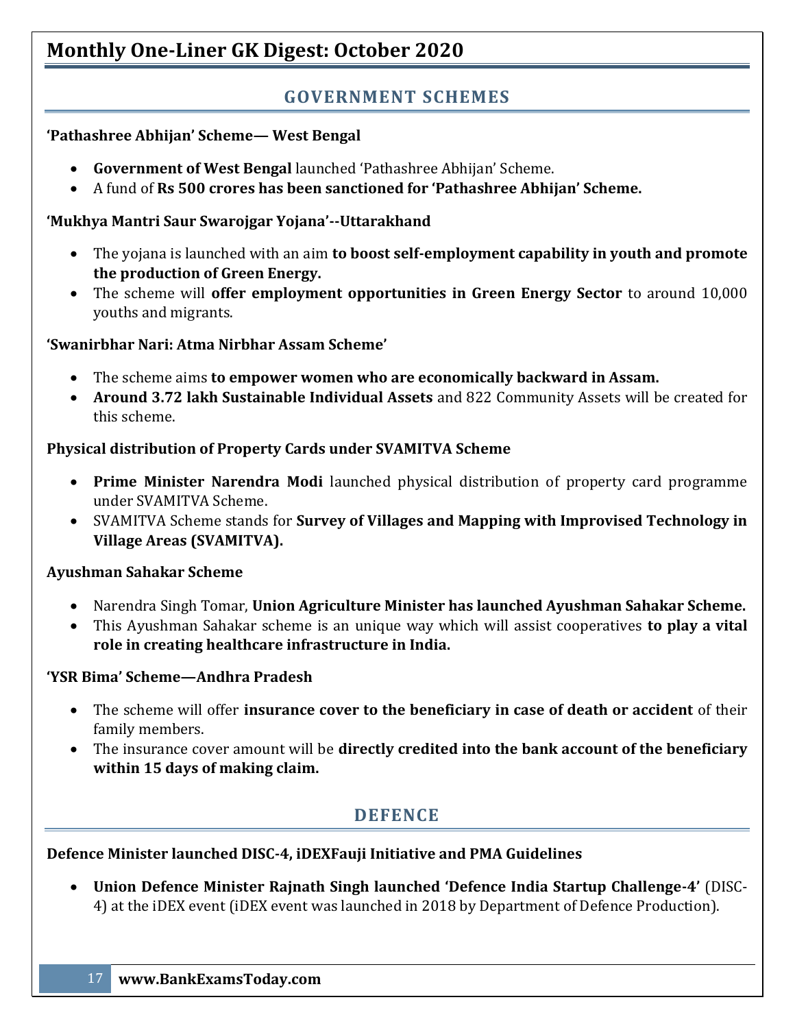## GOVERNMENT SCHEMES

**'Pathashree Abhijan' Scheme— West Bengal**

- **Government of West Bengal** launched 'Pathashree Abhijan' Scheme.
- A fund of **Rs 500 crores has been sanctioned for 'Pathashree Abhijan' Scheme.**

**'Mukhya Mantri Saur Swarojgar Yojana'--Uttarakhand**

- The yojana is launched with an aim **to boost self-employment capability in youth and promote the production of Green Energy.**
- The scheme will **offer employment opportunities in Green Energy Sector** to around 10,000 youths and migrants.

**'Swanirbhar Nari: Atma Nirbhar Assam Scheme'**

- The scheme aims **to empower women who are economically backward in Assam.**
- **Around 3.72 lakh Sustainable Individual Assets** and 822 Community Assets will be created for this scheme.

**Physical distribution of Property Cards under SVAMITVA Scheme**

- **Prime Minister Narendra Modi** launched physical distribution of property card programme under SVAMITVA Scheme.
- SVAMITVA Scheme stands for **Survey of Villages and Mapping with Improvised Technology in Village Areas (SVAMITVA).**

**Ayushman Sahakar Scheme**

- Narendra Singh Tomar, **Union Agriculture Minister has launched Ayushman Sahakar Scheme.**
- This Ayushman Sahakar scheme is an unique way which will assist cooperatives **to play a vital role in creating healthcare infrastructure in India.**

**'YSR Bima' Scheme—Andhra Pradesh**

- The scheme will offer **insurance cover to the beneficiary in case of death or accident** of their family members.
- The insurance cover amount will be **directly credited into the bank account of the beneficiary within 15 days of making claim.**

## DEFENCE

**Defence Minister launched DISC-4, iDEXFauji Initiative and PMA Guidelines**

- **Union Defence Minister Rajnath Singh launched 'Defence India Startup Challenge-4'** (DISC-4) at the iDEX event (iDEX event was launched in 2018 by Department of Defence Production).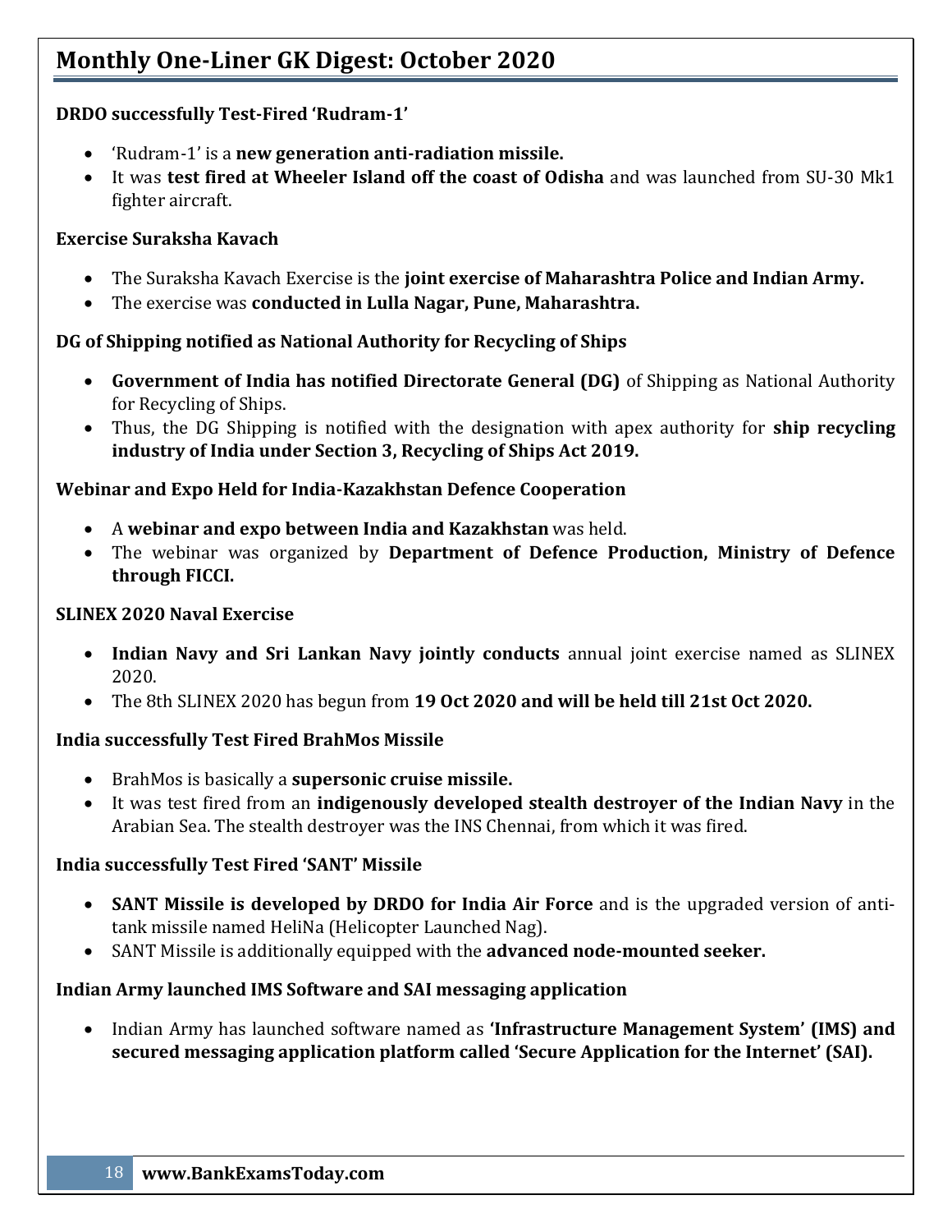**DRDO successfully Test-Fired 'Rudram-1'**

- 'Rudram-1' is a **new generation anti-radiation missile.**
- It was **test fired at Wheeler Island off the coast of Odisha** and was launched from SU-30 Mk1 fighter aircraft.

**Exercise Suraksha Kavach**

- The Suraksha Kavach Exercise is the **joint exercise of Maharashtra Police and Indian Army.**
- The exercise was **conducted in Lulla Nagar, Pune, Maharashtra.**

**DG of Shipping notified as National Authority for Recycling of Ships**

- **Government of India has notified Directorate General (DG)** of Shipping as National Authority for Recycling of Ships.
- Thus, the DG Shipping is notified with the designation with apex authority for **ship recycling industry of India under Section 3, Recycling of Ships Act 2019.**

**Webinar and Expo Held for India-Kazakhstan Defence Cooperation**

- A **webinar and expo between India and Kazakhstan** was held.
- The webinar was organized by **Department of Defence Production, Ministry of Defence through FICCI.**

**SLINEX 2020 Naval Exercise**

- **Indian Navy and Sri Lankan Navy jointly conducts** annual joint exercise named as SLINEX 2020.
- The 8th SLINEX 2020 has begun from **19 Oct 2020 and will be held till 21st Oct 2020.**

**India successfully Test Fired BrahMos Missile**

- BrahMos is basically a **supersonic cruise missile.**
- It was test fired from an **indigenously developed stealth destroyer of the Indian Navy** in the Arabian Sea. The stealth destroyer was the INS Chennai, from which it was fired.

**India successfully Test Fired 'SANT' Missile**

- **SANT Missile is developed by DRDO for India Air Force** and is the upgraded version of anti-tank missile named HeliNa (Helicopter Launched Nag).
- SANT Missile is additionally equipped with the **advanced node-mounted seeker.**

**Indian Army launched IMS Software and SAI messaging application**

- Indian Army has launched software named as **'Infrastructure Management System' (IMS) and secured messaging application platform called 'Secure Application for the Internet' (SAI).**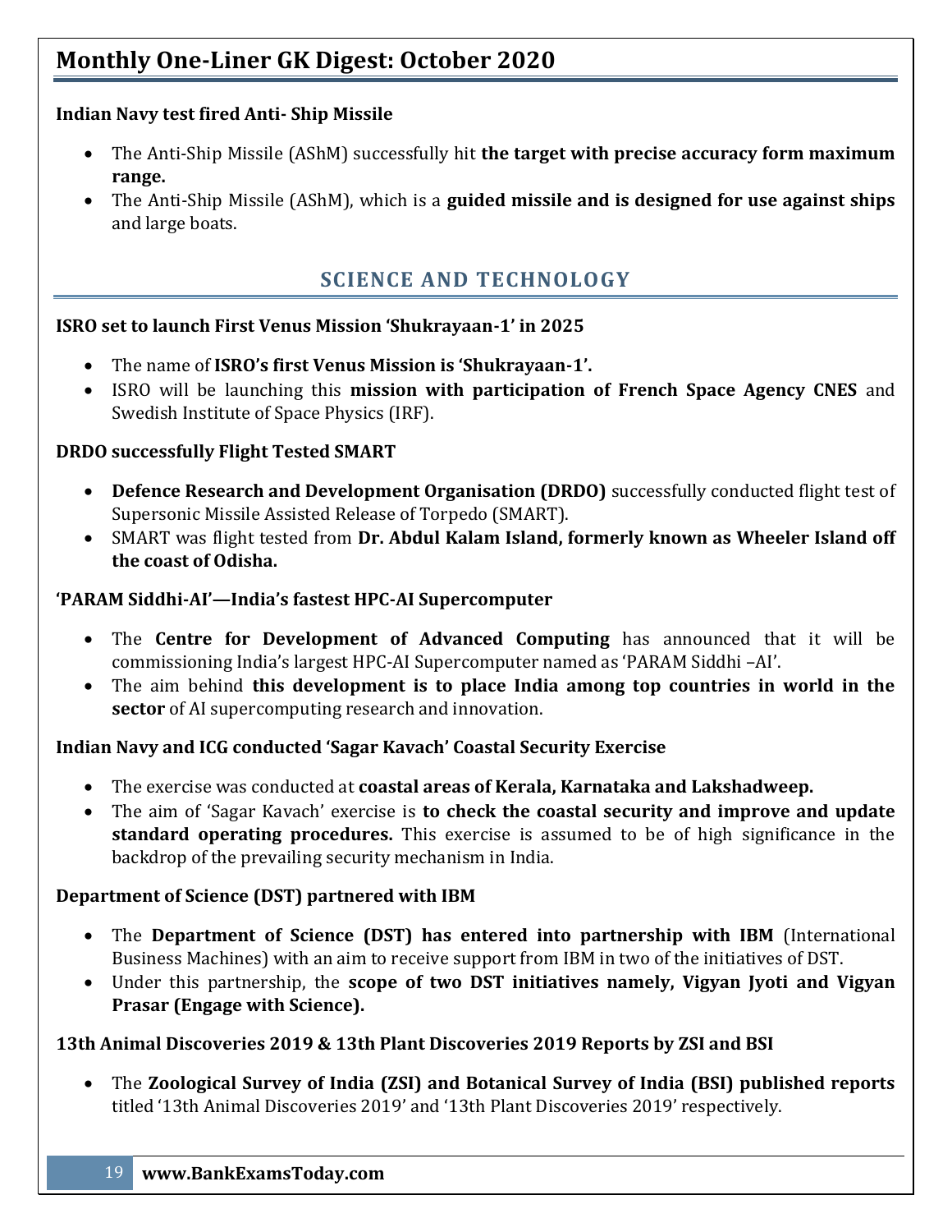**Indian Navy test fired Anti- Ship Missile**

- The Anti-Ship Missile (AShM) successfully hit **the target with precise accuracy form maximum range.**
- The Anti-Ship Missile (AShM), which is a **guided missile and is designed for use against ships** and large boats.

## SCIENCE AND TECHNOLOGY

**ISRO set to launch First Venus Mission 'Shukrayaan-1' in 2025**

- The name of **ISRO's first Venus Mission is 'Shukrayaan-1'.**
- ISRO will be launching this **mission with participation of French Space Agency CNES** and Swedish Institute of Space Physics (IRF).

**DRDO successfully Flight Tested SMART**

- **Defence Research and Development Organisation (DRDO)** successfully conducted flight test of Supersonic Missile Assisted Release of Torpedo (SMART).
- SMART was flight tested from **Dr. Abdul Kalam Island, formerly known as Wheeler Island off the coast of Odisha.**

**'PARAM Siddhi-AI'—India's fastest HPC-AI Supercomputer**

- The **Centre for Development of Advanced Computing** has announced that it will be commissioning India's largest HPC-AI Supercomputer named as 'PARAM Siddhi –AI'.
- The aim behind **this development is to place India among top countries in world in the sector** of AI supercomputing research and innovation.

**Indian Navy and ICG conducted 'Sagar Kavach' Coastal Security Exercise**

- The exercise was conducted at **coastal areas of Kerala, Karnataka and Lakshadweep.**
- The aim of 'Sagar Kavach' exercise is **to check the coastal security and improve and update standard operating procedures.** This exercise is assumed to be of high significance in the backdrop of the prevailing security mechanism in India.

**Department of Science (DST) partnered with IBM**

- The **Department of Science (DST) has entered into partnership with IBM** (International Business Machines) with an aim to receive support from IBM in two of the initiatives of DST.
- Under this partnership, the **scope of two DST initiatives namely, Vigyan Jyoti and Vigyan Prasar (Engage with Science).**

**13th Animal Discoveries 2019 & 13th Plant Discoveries 2019 Reports by ZSI and BSI**

- The **Zoological Survey of India (ZSI) and Botanical Survey of India (BSI) published reports** titled '13th Animal Discoveries 2019' and '13th Plant Discoveries 2019' respectively.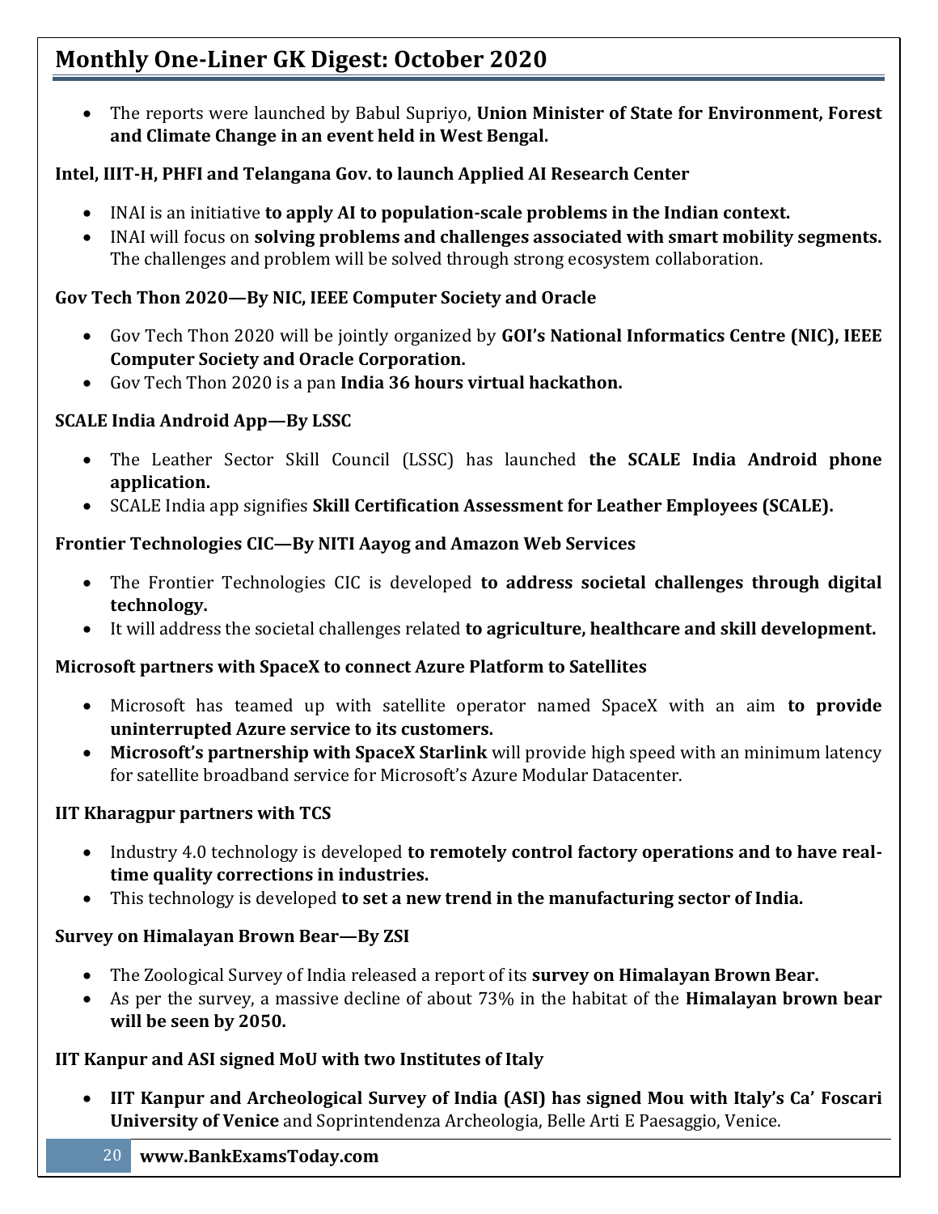- The reports were launched by Babul Supriyo, **Union Minister of State for Environment, Forest and Climate Change in an event held in West Bengal.**

### Intel, IIIT-H, PHFI and Telangana Gov. to launch Applied AI Research Center

- INAI is an initiative **to apply AI to population-scale problems in the Indian context.**
- INAI will focus on **solving problems and challenges associated with smart mobility segments.** The challenges and problem will be solved through strong ecosystem collaboration.

### Gov Tech Thon 2020—By NIC, IEEE Computer Society and Oracle

- Gov Tech Thon 2020 will be jointly organized by **GOI's National Informatics Centre (NIC), IEEE Computer Society and Oracle Corporation.**
- Gov Tech Thon 2020 is a pan **India 36 hours virtual hackathon.**

### SCALE India Android App—By LSSC

- The Leather Sector Skill Council (LSSC) has launched **the SCALE India Android phone application.**
- SCALE India app signifies **Skill Certification Assessment for Leather Employees (SCALE).**

### Frontier Technologies CIC—By NITI Aayog and Amazon Web Services

- The Frontier Technologies CIC is developed **to address societal challenges through digital technology.**
- It will address the societal challenges related **to agriculture, healthcare and skill development.**

### Microsoft partners with SpaceX to connect Azure Platform to Satellites

- Microsoft has teamed up with satellite operator named SpaceX with an aim **to provide uninterrupted Azure service to its customers.**
- **Microsoft's partnership with SpaceX Starlink** will provide high speed with an minimum latency for satellite broadband service for Microsoft's Azure Modular Datacenter.

### IIT Kharagpur partners with TCS

- Industry 4.0 technology is developed **to remotely control factory operations and to have real-time quality corrections in industries.**
- This technology is developed **to set a new trend in the manufacturing sector of India.**

### Survey on Himalayan Brown Bear—By ZSI

- The Zoological Survey of India released a report of its **survey on Himalayan Brown Bear.**
- As per the survey, a massive decline of about 73% in the habitat of the **Himalayan brown bear will be seen by 2050.**

### IIT Kanpur and ASI signed MoU with two Institutes of Italy

- **IIT Kanpur and Archeological Survey of India (ASI) has signed Mou with Italy's Ca' Foscari University of Venice** and Soprintendenza Archeologia, Belle Arti E Paesaggio, Venice.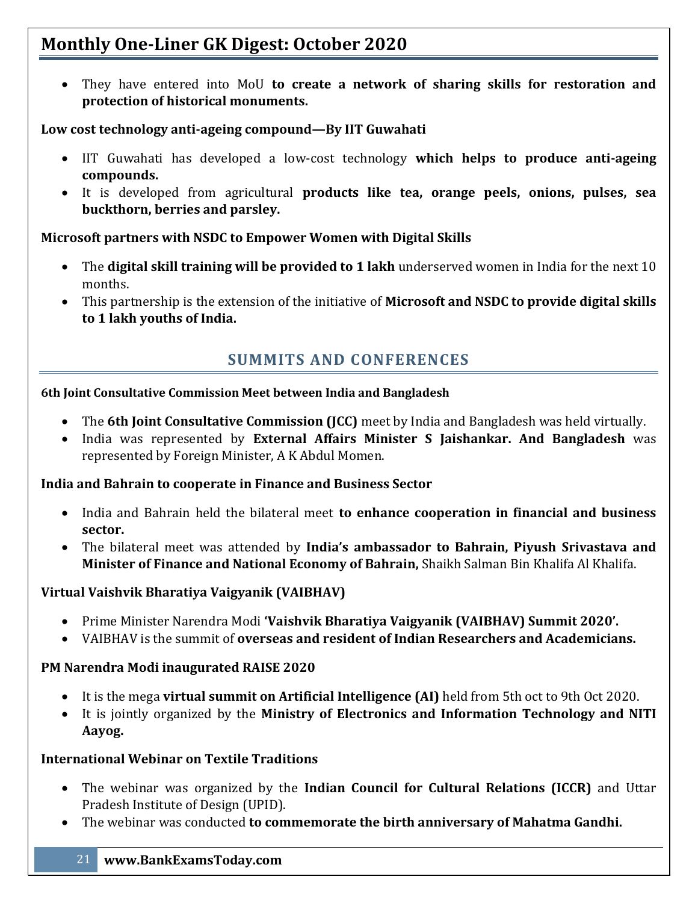- They have entered into MoU **to create a network of sharing skills for restoration and protection of historical monuments.**

**Low cost technology anti-ageing compound—By IIT Guwahati**

- IIT Guwahati has developed a low-cost technology **which helps to produce anti-ageing compounds.**
- It is developed from agricultural **products like tea, orange peels, onions, pulses, sea buckthorn, berries and parsley.**

**Microsoft partners with NSDC to Empower Women with Digital Skills**

- The **digital skill training will be provided to 1 lakh** underserved women in India for the next 10 months.
- This partnership is the extension of the initiative of **Microsoft and NSDC to provide digital skills to 1 lakh youths of India.**

## SUMMITS AND CONFERENCES

**6th Joint Consultative Commission Meet between India and Bangladesh**

- The **6th Joint Consultative Commission (JCC)** meet by India and Bangladesh was held virtually.
- India was represented by **External Affairs Minister S Jaishankar. And Bangladesh** was represented by Foreign Minister, A K Abdul Momen.

**India and Bahrain to cooperate in Finance and Business Sector**

- India and Bahrain held the bilateral meet **to enhance cooperation in financial and business sector.**
- The bilateral meet was attended by **India's ambassador to Bahrain, Piyush Srivastava and Minister of Finance and National Economy of Bahrain,** Shaikh Salman Bin Khalifa Al Khalifa.

**Virtual Vaishvik Bharatiya Vaigyanik (VAIBHAV)**

- Prime Minister Narendra Modi **'Vaishvik Bharatiya Vaigyanik (VAIBHAV) Summit 2020'.**
- VAIBHAV is the summit of **overseas and resident of Indian Researchers and Academicians.**

**PM Narendra Modi inaugurated RAISE 2020**

- It is the mega **virtual summit on Artificial Intelligence (AI)** held from 5th oct to 9th Oct 2020.
- It is jointly organized by the **Ministry of Electronics and Information Technology and NITI Aayog.**

**International Webinar on Textile Traditions**

- The webinar was organized by the **Indian Council for Cultural Relations (ICCR)** and Uttar Pradesh Institute of Design (UPID).
- The webinar was conducted **to commemorate the birth anniversary of Mahatma Gandhi.**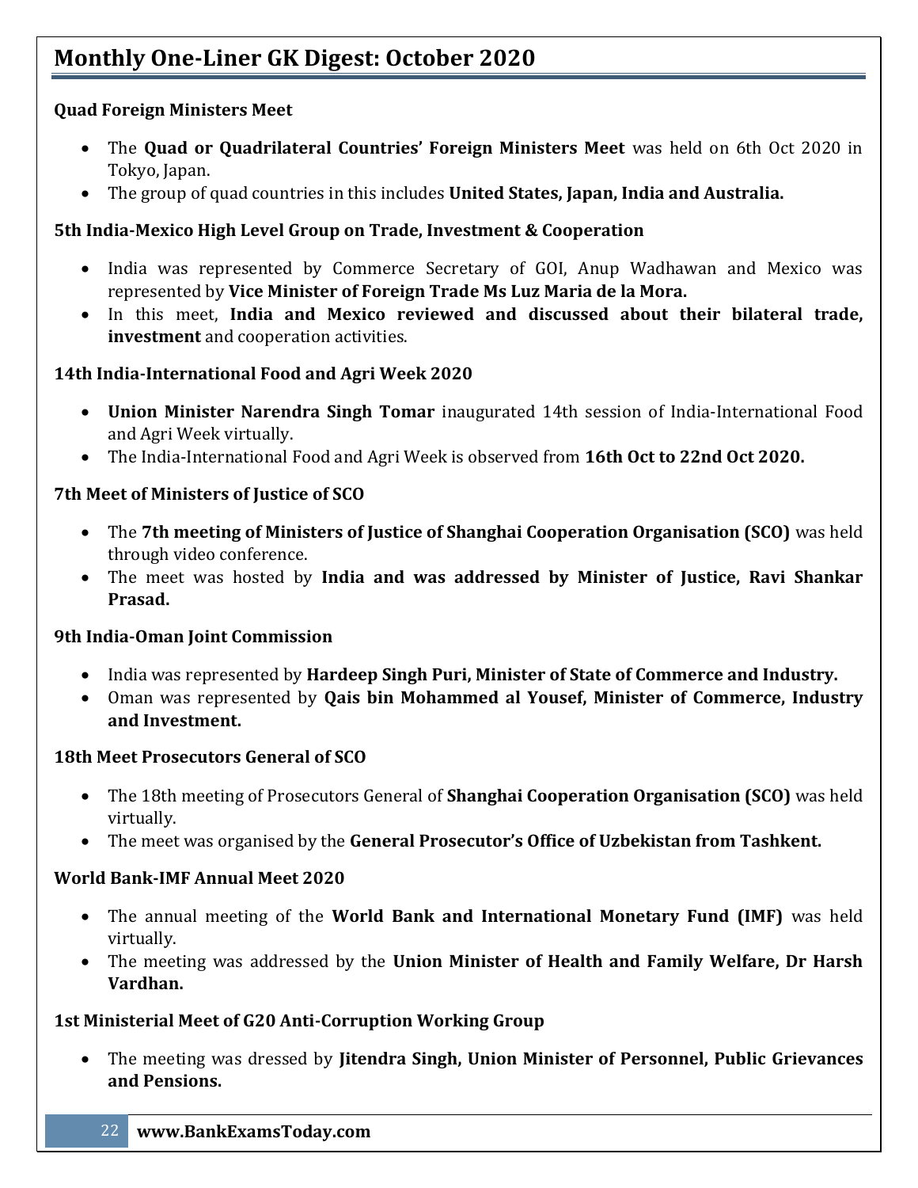### Quad Foreign Ministers Meet

- The **Quad or Quadrilateral Countries' Foreign Ministers Meet** was held on 6th Oct 2020 in Tokyo, Japan.
- The group of quad countries in this includes **United States, Japan, India and Australia.**

### 5th India-Mexico High Level Group on Trade, Investment & Cooperation

- India was represented by Commerce Secretary of GOI, Anup Wadhawan and Mexico was represented by **Vice Minister of Foreign Trade Ms Luz Maria de la Mora.**
- In this meet, **India and Mexico reviewed and discussed about their bilateral trade, investment** and cooperation activities.

### 14th India-International Food and Agri Week 2020

- **Union Minister Narendra Singh Tomar** inaugurated 14th session of India-International Food and Agri Week virtually.
- The India-International Food and Agri Week is observed from **16th Oct to 22nd Oct 2020.**

### 7th Meet of Ministers of Justice of SCO

- The **7th meeting of Ministers of Justice of Shanghai Cooperation Organisation (SCO)** was held through video conference.
- The meet was hosted by **India and was addressed by Minister of Justice, Ravi Shankar Prasad.**

### 9th India-Oman Joint Commission

- India was represented by **Hardeep Singh Puri, Minister of State of Commerce and Industry.**
- Oman was represented by **Qais bin Mohammed al Yousef, Minister of Commerce, Industry and Investment.**

### 18th Meet Prosecutors General of SCO

- The 18th meeting of Prosecutors General of **Shanghai Cooperation Organisation (SCO)** was held virtually.
- The meet was organised by the **General Prosecutor's Office of Uzbekistan from Tashkent.**

### World Bank-IMF Annual Meet 2020

- The annual meeting of the **World Bank and International Monetary Fund (IMF)** was held virtually.
- The meeting was addressed by the **Union Minister of Health and Family Welfare, Dr Harsh Vardhan.**

### 1st Ministerial Meet of G20 Anti-Corruption Working Group

- The meeting was dressed by **Jitendra Singh, Union Minister of Personnel, Public Grievances and Pensions.**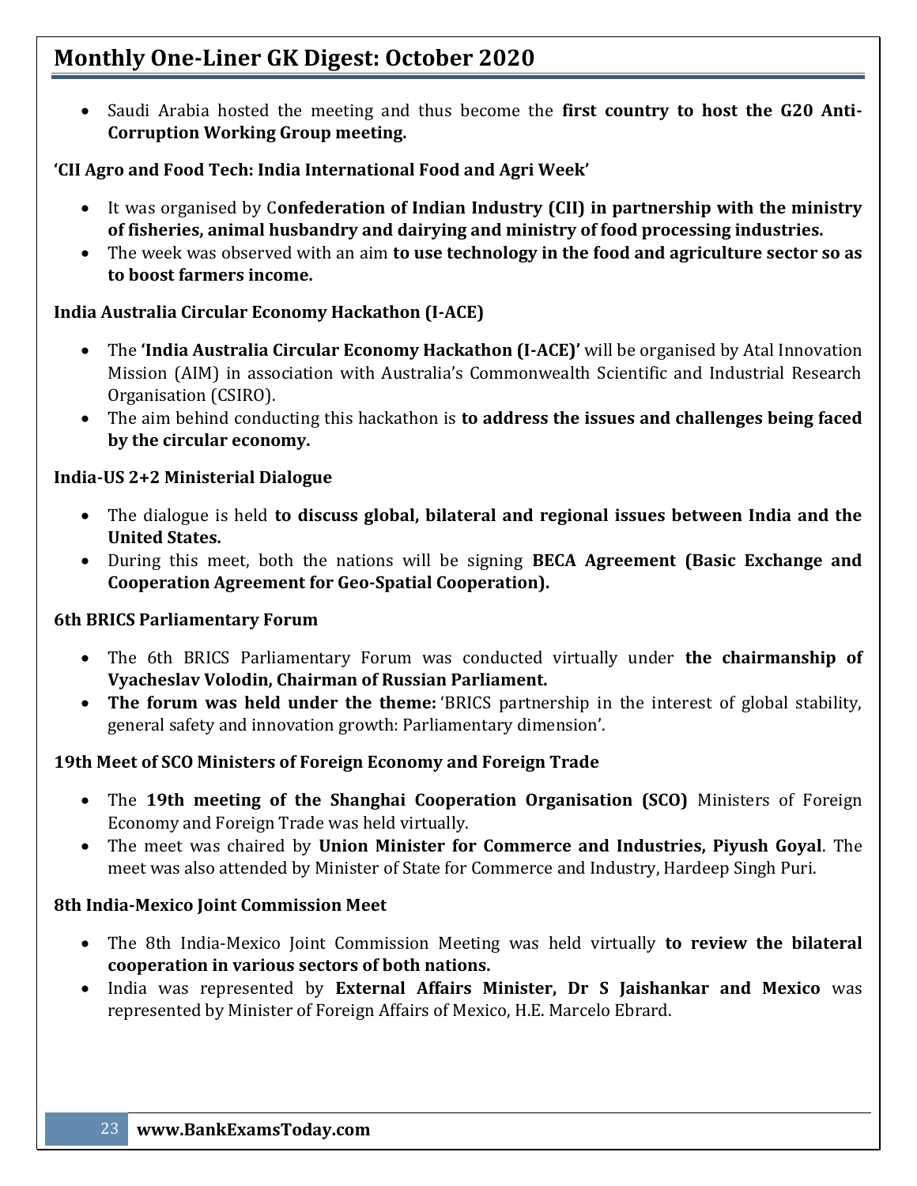- Saudi Arabia hosted the meeting and thus become the **first country to host the G20 Anti-Corruption Working Group meeting.**

**'CII Agro and Food Tech: India International Food and Agri Week'**

- It was organised by C**onfederation of Indian Industry (CII) in partnership with the ministry of fisheries, animal husbandry and dairying and ministry of food processing industries.**
- The week was observed with an aim **to use technology in the food and agriculture sector so as to boost farmers income.**

**India Australia Circular Economy Hackathon (I-ACE)**

- The **'India Australia Circular Economy Hackathon (I-ACE)'** will be organised by Atal Innovation Mission (AIM) in association with Australia's Commonwealth Scientific and Industrial Research Organisation (CSIRO).
- The aim behind conducting this hackathon is **to address the issues and challenges being faced by the circular economy.**

**India-US 2+2 Ministerial Dialogue**

- The dialogue is held **to discuss global, bilateral and regional issues between India and the United States.**
- During this meet, both the nations will be signing **BECA Agreement (Basic Exchange and Cooperation Agreement for Geo-Spatial Cooperation).**

**6th BRICS Parliamentary Forum**

- The 6th BRICS Parliamentary Forum was conducted virtually under **the chairmanship of Vyacheslav Volodin, Chairman of Russian Parliament.**
- **The forum was held under the theme:** 'BRICS partnership in the interest of global stability, general safety and innovation growth: Parliamentary dimension'.

**19th Meet of SCO Ministers of Foreign Economy and Foreign Trade**

- The **19th meeting of the Shanghai Cooperation Organisation (SCO)** Ministers of Foreign Economy and Foreign Trade was held virtually.
- The meet was chaired by **Union Minister for Commerce and Industries, Piyush Goyal**. The meet was also attended by Minister of State for Commerce and Industry, Hardeep Singh Puri.

**8th India-Mexico Joint Commission Meet**

- The 8th India-Mexico Joint Commission Meeting was held virtually **to review the bilateral cooperation in various sectors of both nations.**
- India was represented by **External Affairs Minister, Dr S Jaishankar and Mexico** was represented by Minister of Foreign Affairs of Mexico, H.E. Marcelo Ebrard.